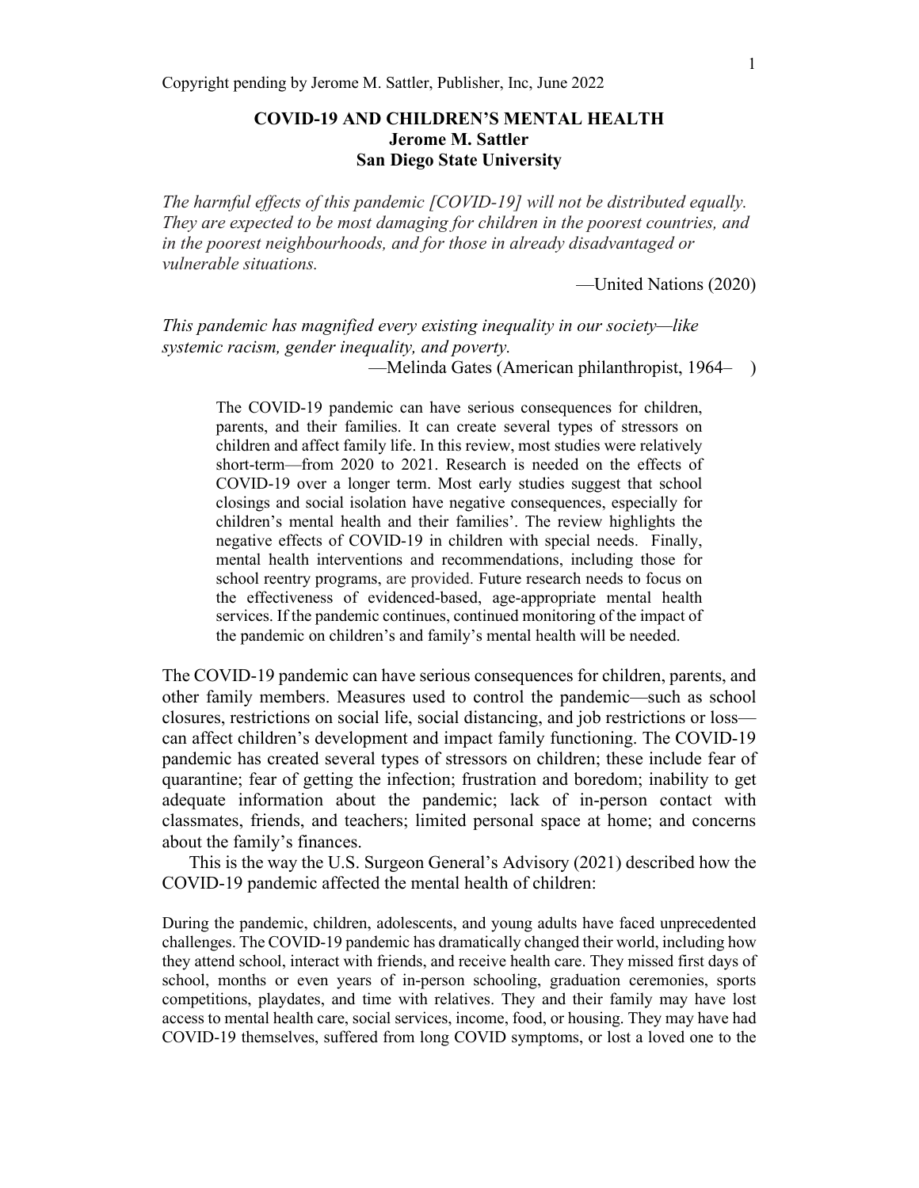Copyright pending by Jerome M. Sattler, Publisher, Inc, June 2022

# COVID-19 AND CHILDREN'S MENTAL HEALTH
**Jerome M. Sattler**
**San Diego State University**

*The harmful effects of this pandemic [COVID-19] will not be distributed equally. They are expected to be most damaging for children in the poorest countries, and in the poorest neighbourhoods, and for those in already disadvantaged or vulnerable situations.*

—United Nations (2020)

*This pandemic has magnified every existing inequality in our society—like systemic racism, gender inequality, and poverty.*

—Melinda Gates (American philanthropist, 1964– )

> The COVID-19 pandemic can have serious consequences for children, parents, and their families. It can create several types of stressors on children and affect family life. In this review, most studies were relatively short-term—from 2020 to 2021. Research is needed on the effects of COVID-19 over a longer term. Most early studies suggest that school closings and social isolation have negative consequences, especially for children's mental health and their families'. The review highlights the negative effects of COVID-19 in children with special needs. Finally, mental health interventions and recommendations, including those for school reentry programs, are provided. Future research needs to focus on the effectiveness of evidenced-based, age-appropriate mental health services. If the pandemic continues, continued monitoring of the impact of the pandemic on children's and family's mental health will be needed.

The COVID-19 pandemic can have serious consequences for children, parents, and other family members. Measures used to control the pandemic—such as school closures, restrictions on social life, social distancing, and job restrictions or loss—can affect children's development and impact family functioning. The COVID-19 pandemic has created several types of stressors on children; these include fear of quarantine; fear of getting the infection; frustration and boredom; inability to get adequate information about the pandemic; lack of in-person contact with classmates, friends, and teachers; limited personal space at home; and concerns about the family's finances.

This is the way the U.S. Surgeon General's Advisory (2021) described how the COVID-19 pandemic affected the mental health of children:

> During the pandemic, children, adolescents, and young adults have faced unprecedented challenges. The COVID-19 pandemic has dramatically changed their world, including how they attend school, interact with friends, and receive health care. They missed first days of school, months or even years of in-person schooling, graduation ceremonies, sports competitions, playdates, and time with relatives. They and their family may have lost access to mental health care, social services, income, food, or housing. They may have had COVID-19 themselves, suffered from long COVID symptoms, or lost a loved one to the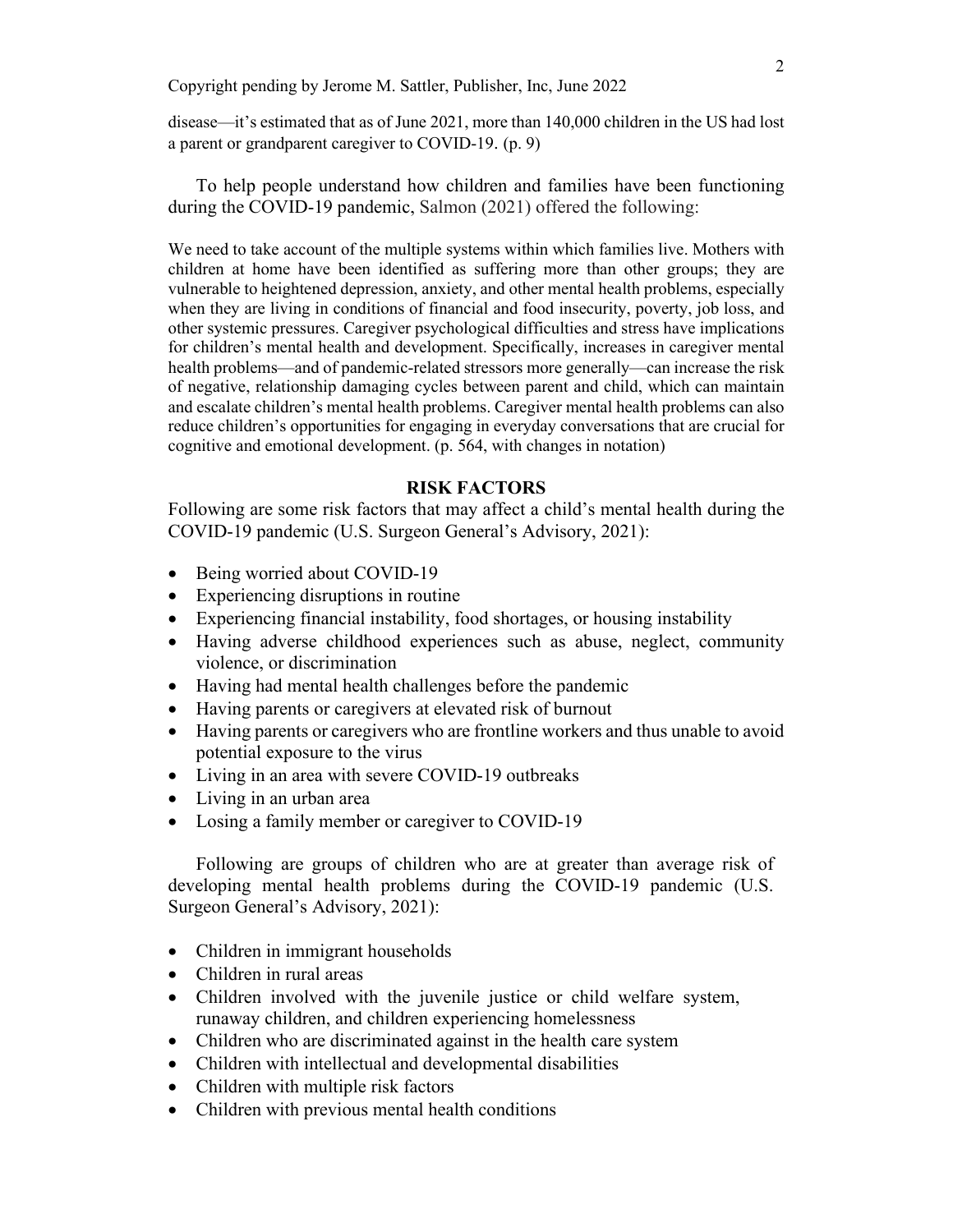disease—it's estimated that as of June 2021, more than 140,000 children in the US had lost a parent or grandparent caregiver to COVID-19. (p. 9)

To help people understand how children and families have been functioning during the COVID-19 pandemic, Salmon (2021) offered the following:

> We need to take account of the multiple systems within which families live. Mothers with children at home have been identified as suffering more than other groups; they are vulnerable to heightened depression, anxiety, and other mental health problems, especially when they are living in conditions of financial and food insecurity, poverty, job loss, and other systemic pressures. Caregiver psychological difficulties and stress have implications for children's mental health and development. Specifically, increases in caregiver mental health problems—and of pandemic-related stressors more generally—can increase the risk of negative, relationship damaging cycles between parent and child, which can maintain and escalate children's mental health problems. Caregiver mental health problems can also reduce children's opportunities for engaging in everyday conversations that are crucial for cognitive and emotional development. (p. 564, with changes in notation)

## RISK FACTORS

Following are some risk factors that may affect a child's mental health during the COVID-19 pandemic (U.S. Surgeon General's Advisory, 2021):

- Being worried about COVID-19
- Experiencing disruptions in routine
- Experiencing financial instability, food shortages, or housing instability
- Having adverse childhood experiences such as abuse, neglect, community violence, or discrimination
- Having had mental health challenges before the pandemic
- Having parents or caregivers at elevated risk of burnout
- Having parents or caregivers who are frontline workers and thus unable to avoid potential exposure to the virus
- Living in an area with severe COVID-19 outbreaks
- Living in an urban area
- Losing a family member or caregiver to COVID-19

Following are groups of children who are at greater than average risk of developing mental health problems during the COVID-19 pandemic (U.S. Surgeon General's Advisory, 2021):

- Children in immigrant households
- Children in rural areas
- Children involved with the juvenile justice or child welfare system, runaway children, and children experiencing homelessness
- Children who are discriminated against in the health care system
- Children with intellectual and developmental disabilities
- Children with multiple risk factors
- Children with previous mental health conditions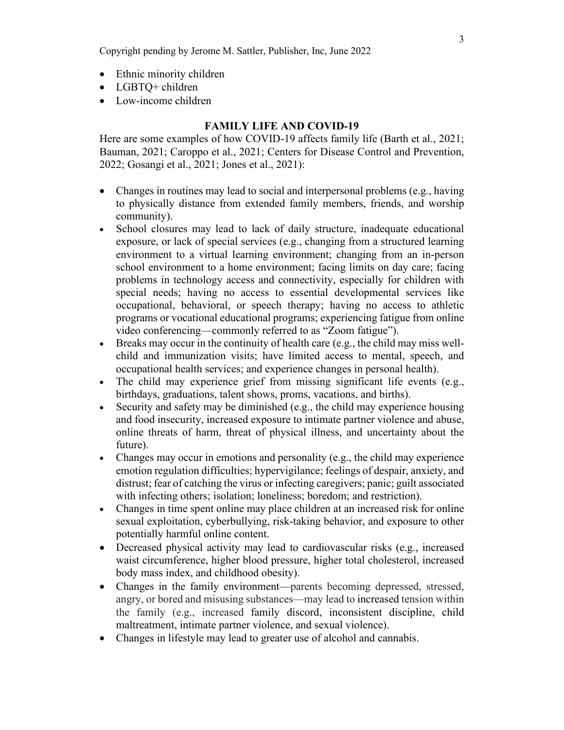- Ethnic minority children
- LGBTQ+ children
- Low-income children

## FAMILY LIFE AND COVID-19

Here are some examples of how COVID-19 affects family life (Barth et al., 2021; Bauman, 2021; Caroppo et al., 2021; Centers for Disease Control and Prevention, 2022; Gosangi et al., 2021; Jones et al., 2021):

- Changes in routines may lead to social and interpersonal problems (e.g., having to physically distance from extended family members, friends, and worship community).
- School closures may lead to lack of daily structure, inadequate educational exposure, or lack of special services (e.g., changing from a structured learning environment to a virtual learning environment; changing from an in-person school environment to a home environment; facing limits on day care; facing problems in technology access and connectivity, especially for children with special needs; having no access to essential developmental services like occupational, behavioral, or speech therapy; having no access to athletic programs or vocational educational programs; experiencing fatigue from online video conferencing—commonly referred to as "Zoom fatigue").
- Breaks may occur in the continuity of health care (e.g., the child may miss well-child and immunization visits; have limited access to mental, speech, and occupational health services; and experience changes in personal health).
- The child may experience grief from missing significant life events (e.g., birthdays, graduations, talent shows, proms, vacations, and births).
- Security and safety may be diminished (e.g., the child may experience housing and food insecurity, increased exposure to intimate partner violence and abuse, online threats of harm, threat of physical illness, and uncertainty about the future).
- Changes may occur in emotions and personality (e.g., the child may experience emotion regulation difficulties; hypervigilance; feelings of despair, anxiety, and distrust; fear of catching the virus or infecting caregivers; panic; guilt associated with infecting others; isolation; loneliness; boredom; and restriction).
- Changes in time spent online may place children at an increased risk for online sexual exploitation, cyberbullying, risk-taking behavior, and exposure to other potentially harmful online content.
- Decreased physical activity may lead to cardiovascular risks (e.g., increased waist circumference, higher blood pressure, higher total cholesterol, increased body mass index, and childhood obesity).
- Changes in the family environment—parents becoming depressed, stressed, angry, or bored and misusing substances—may lead to increased tension within the family (e.g., increased family discord, inconsistent discipline, child maltreatment, intimate partner violence, and sexual violence).
- Changes in lifestyle may lead to greater use of alcohol and cannabis.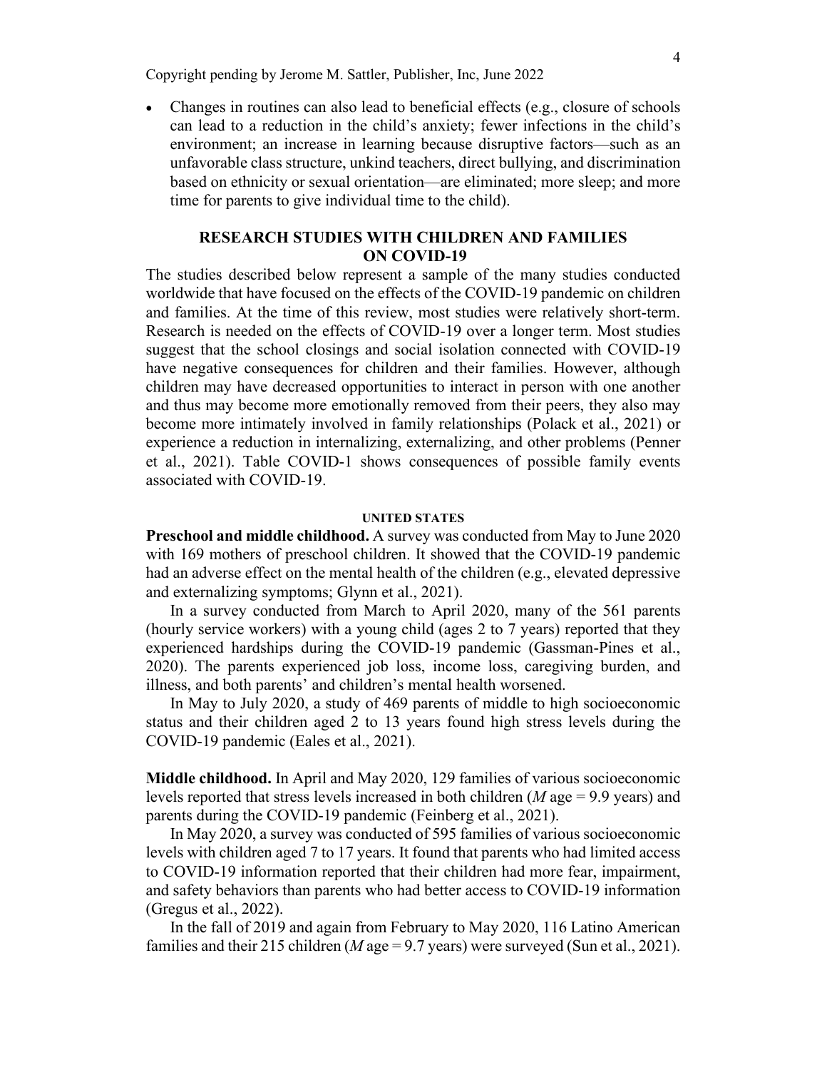- Changes in routines can also lead to beneficial effects (e.g., closure of schools can lead to a reduction in the child's anxiety; fewer infections in the child's environment; an increase in learning because disruptive factors—such as an unfavorable class structure, unkind teachers, direct bullying, and discrimination based on ethnicity or sexual orientation—are eliminated; more sleep; and more time for parents to give individual time to the child).

## RESEARCH STUDIES WITH CHILDREN AND FAMILIES ON COVID-19

The studies described below represent a sample of the many studies conducted worldwide that have focused on the effects of the COVID-19 pandemic on children and families. At the time of this review, most studies were relatively short-term. Research is needed on the effects of COVID-19 over a longer term. Most studies suggest that the school closings and social isolation connected with COVID-19 have negative consequences for children and their families. However, although children may have decreased opportunities to interact in person with one another and thus may become more emotionally removed from their peers, they also may become more intimately involved in family relationships (Polack et al., 2021) or experience a reduction in internalizing, externalizing, and other problems (Penner et al., 2021). Table COVID-1 shows consequences of possible family events associated with COVID-19.

### UNITED STATES

**Preschool and middle childhood.** A survey was conducted from May to June 2020 with 169 mothers of preschool children. It showed that the COVID-19 pandemic had an adverse effect on the mental health of the children (e.g., elevated depressive and externalizing symptoms; Glynn et al., 2021).

In a survey conducted from March to April 2020, many of the 561 parents (hourly service workers) with a young child (ages 2 to 7 years) reported that they experienced hardships during the COVID-19 pandemic (Gassman-Pines et al., 2020). The parents experienced job loss, income loss, caregiving burden, and illness, and both parents' and children's mental health worsened.

In May to July 2020, a study of 469 parents of middle to high socioeconomic status and their children aged 2 to 13 years found high stress levels during the COVID-19 pandemic (Eales et al., 2021).

**Middle childhood.** In April and May 2020, 129 families of various socioeconomic levels reported that stress levels increased in both children (*M* age = 9.9 years) and parents during the COVID-19 pandemic (Feinberg et al., 2021).

In May 2020, a survey was conducted of 595 families of various socioeconomic levels with children aged 7 to 17 years. It found that parents who had limited access to COVID-19 information reported that their children had more fear, impairment, and safety behaviors than parents who had better access to COVID-19 information (Gregus et al., 2022).

In the fall of 2019 and again from February to May 2020, 116 Latino American families and their 215 children (*M* age = 9.7 years) were surveyed (Sun et al., 2021).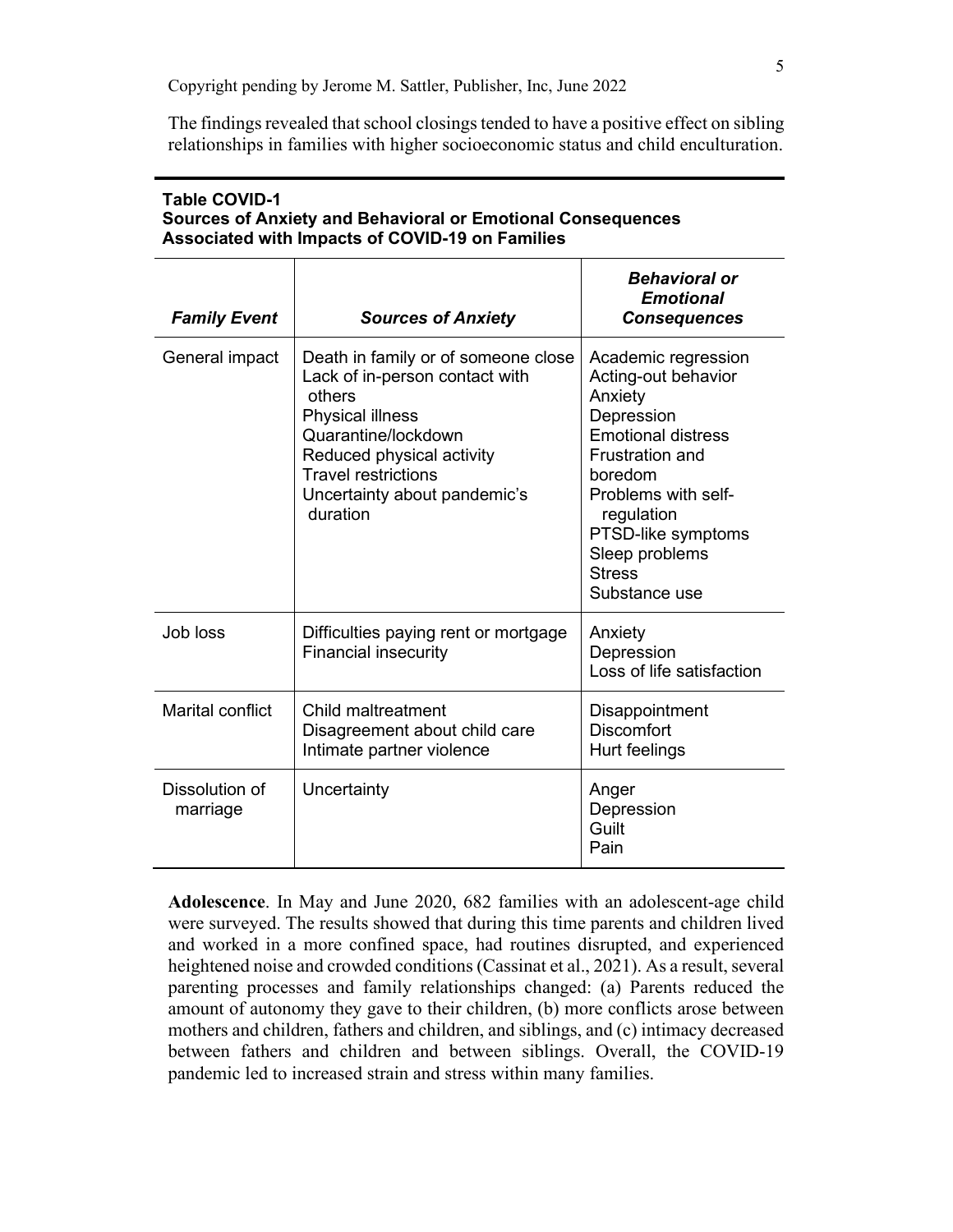The findings revealed that school closings tended to have a positive effect on sibling relationships in families with higher socioeconomic status and child enculturation.

**Table COVID-1**
**Sources of Anxiety and Behavioral or Emotional Consequences Associated with Impacts of COVID-19 on Families**

| *Family Event* | *Sources of Anxiety* | *Behavioral or Emotional Consequences* |
|---|---|---|
| General impact | Death in family or of someone close<br>Lack of in-person contact with others<br>Physical illness<br>Quarantine/lockdown<br>Reduced physical activity<br>Travel restrictions<br>Uncertainty about pandemic's duration | Academic regression<br>Acting-out behavior<br>Anxiety<br>Depression<br>Emotional distress<br>Frustration and boredom<br>Problems with self-regulation<br>PTSD-like symptoms<br>Sleep problems<br>Stress<br>Substance use |
| Job loss | Difficulties paying rent or mortgage<br>Financial insecurity | Anxiety<br>Depression<br>Loss of life satisfaction |
| Marital conflict | Child maltreatment<br>Disagreement about child care<br>Intimate partner violence | Disappointment<br>Discomfort<br>Hurt feelings |
| Dissolution of marriage | Uncertainty | Anger<br>Depression<br>Guilt<br>Pain |

**Adolescence**. In May and June 2020, 682 families with an adolescent-age child were surveyed. The results showed that during this time parents and children lived and worked in a more confined space, had routines disrupted, and experienced heightened noise and crowded conditions (Cassinat et al., 2021). As a result, several parenting processes and family relationships changed: (a) Parents reduced the amount of autonomy they gave to their children, (b) more conflicts arose between mothers and children, fathers and children, and siblings, and (c) intimacy decreased between fathers and children and between siblings. Overall, the COVID-19 pandemic led to increased strain and stress within many families.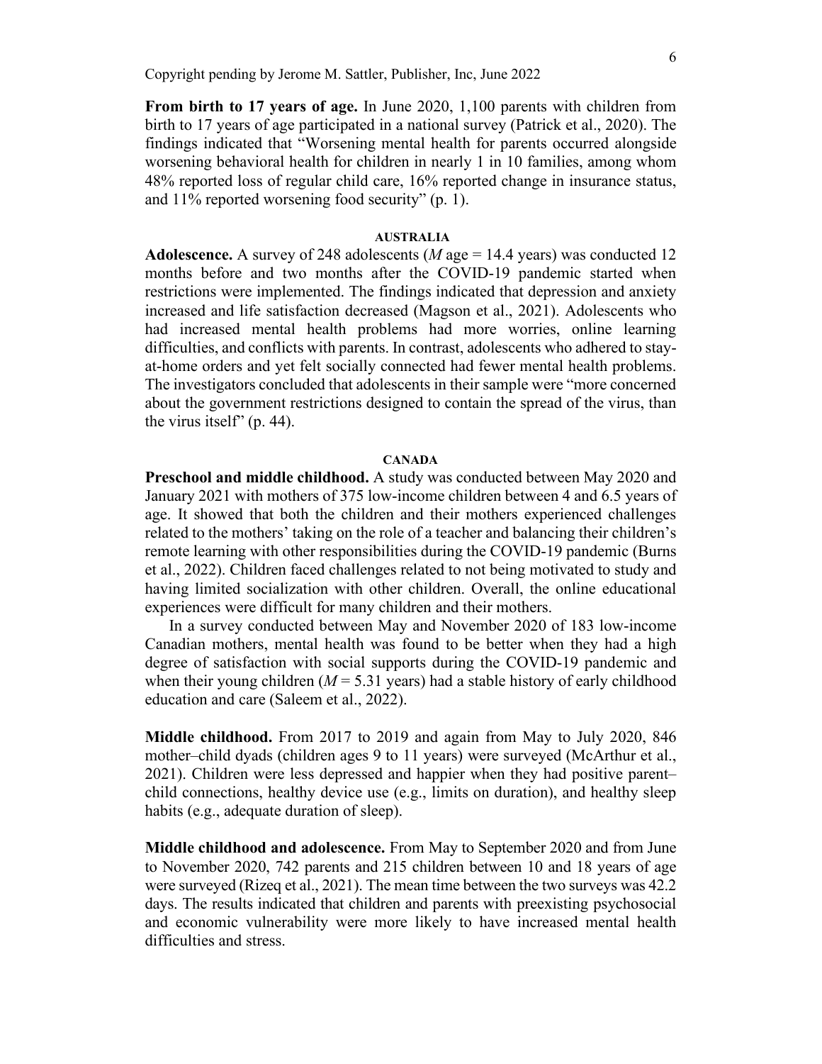**From birth to 17 years of age.** In June 2020, 1,100 parents with children from birth to 17 years of age participated in a national survey (Patrick et al., 2020). The findings indicated that "Worsening mental health for parents occurred alongside worsening behavioral health for children in nearly 1 in 10 families, among whom 48% reported loss of regular child care, 16% reported change in insurance status, and 11% reported worsening food security" (p. 1).

## AUSTRALIA

**Adolescence.** A survey of 248 adolescents (*M* age = 14.4 years) was conducted 12 months before and two months after the COVID-19 pandemic started when restrictions were implemented. The findings indicated that depression and anxiety increased and life satisfaction decreased (Magson et al., 2021). Adolescents who had increased mental health problems had more worries, online learning difficulties, and conflicts with parents. In contrast, adolescents who adhered to stay-at-home orders and yet felt socially connected had fewer mental health problems. The investigators concluded that adolescents in their sample were "more concerned about the government restrictions designed to contain the spread of the virus, than the virus itself" (p. 44).

## CANADA

**Preschool and middle childhood.** A study was conducted between May 2020 and January 2021 with mothers of 375 low-income children between 4 and 6.5 years of age. It showed that both the children and their mothers experienced challenges related to the mothers' taking on the role of a teacher and balancing their children's remote learning with other responsibilities during the COVID-19 pandemic (Burns et al., 2022). Children faced challenges related to not being motivated to study and having limited socialization with other children. Overall, the online educational experiences were difficult for many children and their mothers.

In a survey conducted between May and November 2020 of 183 low-income Canadian mothers, mental health was found to be better when they had a high degree of satisfaction with social supports during the COVID-19 pandemic and when their young children (*M* = 5.31 years) had a stable history of early childhood education and care (Saleem et al., 2022).

**Middle childhood.** From 2017 to 2019 and again from May to July 2020, 846 mother–child dyads (children ages 9 to 11 years) were surveyed (McArthur et al., 2021). Children were less depressed and happier when they had positive parent–child connections, healthy device use (e.g., limits on duration), and healthy sleep habits (e.g., adequate duration of sleep).

**Middle childhood and adolescence.** From May to September 2020 and from June to November 2020, 742 parents and 215 children between 10 and 18 years of age were surveyed (Rizeq et al., 2021). The mean time between the two surveys was 42.2 days. The results indicated that children and parents with preexisting psychosocial and economic vulnerability were more likely to have increased mental health difficulties and stress.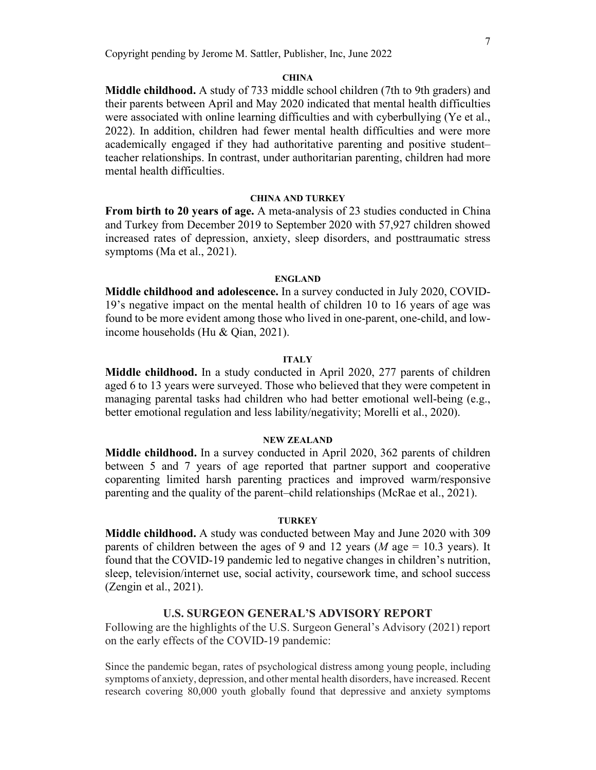#### CHINA

**Middle childhood.** A study of 733 middle school children (7th to 9th graders) and their parents between April and May 2020 indicated that mental health difficulties were associated with online learning difficulties and with cyberbullying (Ye et al., 2022). In addition, children had fewer mental health difficulties and were more academically engaged if they had authoritative parenting and positive student–teacher relationships. In contrast, under authoritarian parenting, children had more mental health difficulties.

#### CHINA AND TURKEY

**From birth to 20 years of age.** A meta-analysis of 23 studies conducted in China and Turkey from December 2019 to September 2020 with 57,927 children showed increased rates of depression, anxiety, sleep disorders, and posttraumatic stress symptoms (Ma et al., 2021).

#### ENGLAND

**Middle childhood and adolescence.** In a survey conducted in July 2020, COVID-19's negative impact on the mental health of children 10 to 16 years of age was found to be more evident among those who lived in one-parent, one-child, and low-income households (Hu & Qian, 2021).

#### ITALY

**Middle childhood.** In a study conducted in April 2020, 277 parents of children aged 6 to 13 years were surveyed. Those who believed that they were competent in managing parental tasks had children who had better emotional well-being (e.g., better emotional regulation and less lability/negativity; Morelli et al., 2020).

#### NEW ZEALAND

**Middle childhood.** In a survey conducted in April 2020, 362 parents of children between 5 and 7 years of age reported that partner support and cooperative coparenting limited harsh parenting practices and improved warm/responsive parenting and the quality of the parent–child relationships (McRae et al., 2021).

#### TURKEY

**Middle childhood.** A study was conducted between May and June 2020 with 309 parents of children between the ages of 9 and 12 years (*M* age = 10.3 years). It found that the COVID-19 pandemic led to negative changes in children's nutrition, sleep, television/internet use, social activity, coursework time, and school success (Zengin et al., 2021).

### U.S. SURGEON GENERAL'S ADVISORY REPORT

Following are the highlights of the U.S. Surgeon General's Advisory (2021) report on the early effects of the COVID-19 pandemic:

Since the pandemic began, rates of psychological distress among young people, including symptoms of anxiety, depression, and other mental health disorders, have increased. Recent research covering 80,000 youth globally found that depressive and anxiety symptoms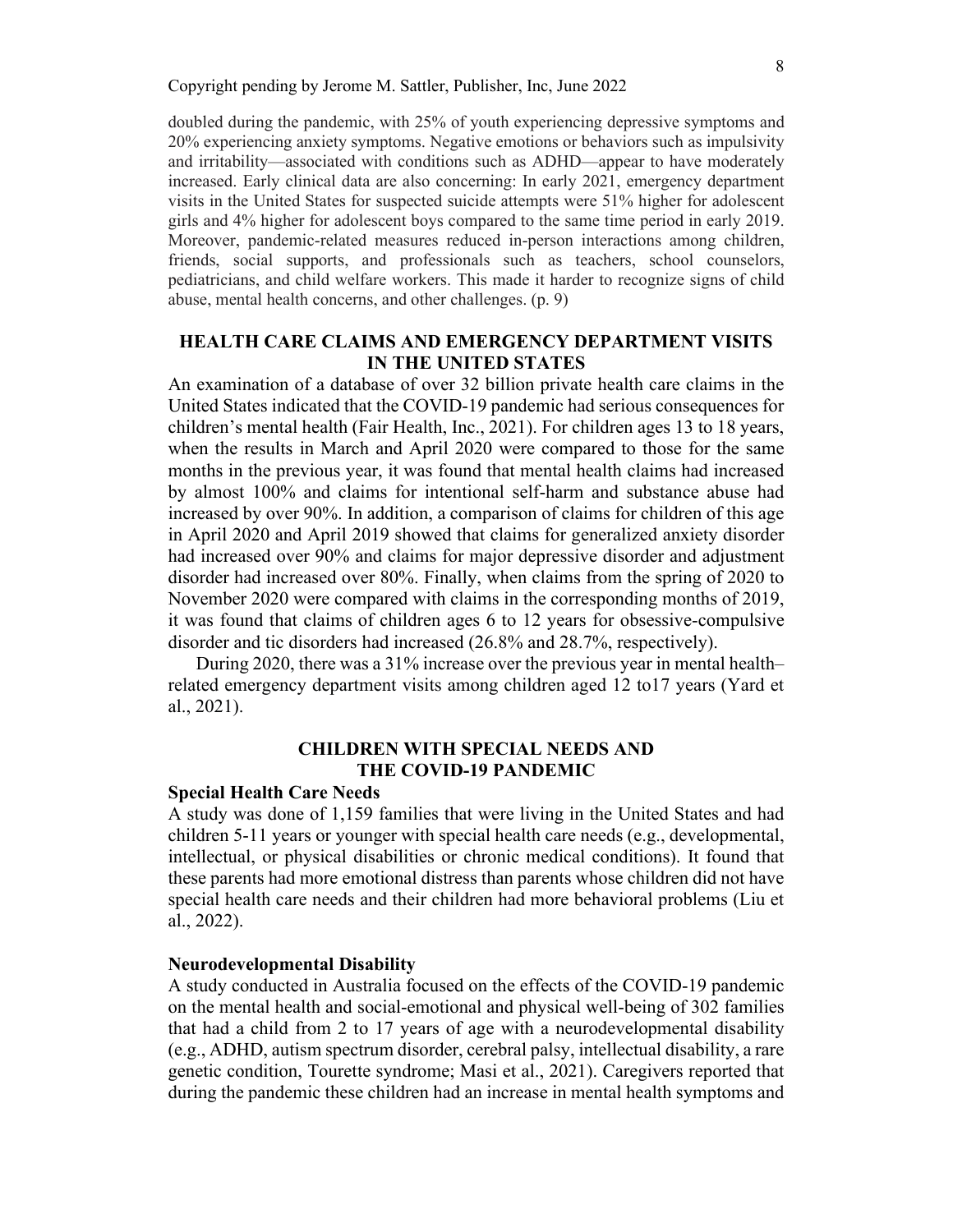doubled during the pandemic, with 25% of youth experiencing depressive symptoms and 20% experiencing anxiety symptoms. Negative emotions or behaviors such as impulsivity and irritability—associated with conditions such as ADHD—appear to have moderately increased. Early clinical data are also concerning: In early 2021, emergency department visits in the United States for suspected suicide attempts were 51% higher for adolescent girls and 4% higher for adolescent boys compared to the same time period in early 2019. Moreover, pandemic-related measures reduced in-person interactions among children, friends, social supports, and professionals such as teachers, school counselors, pediatricians, and child welfare workers. This made it harder to recognize signs of child abuse, mental health concerns, and other challenges. (p. 9)

## HEALTH CARE CLAIMS AND EMERGENCY DEPARTMENT VISITS IN THE UNITED STATES

An examination of a database of over 32 billion private health care claims in the United States indicated that the COVID-19 pandemic had serious consequences for children's mental health (Fair Health, Inc., 2021). For children ages 13 to 18 years, when the results in March and April 2020 were compared to those for the same months in the previous year, it was found that mental health claims had increased by almost 100% and claims for intentional self-harm and substance abuse had increased by over 90%. In addition, a comparison of claims for children of this age in April 2020 and April 2019 showed that claims for generalized anxiety disorder had increased over 90% and claims for major depressive disorder and adjustment disorder had increased over 80%. Finally, when claims from the spring of 2020 to November 2020 were compared with claims in the corresponding months of 2019, it was found that claims of children ages 6 to 12 years for obsessive-compulsive disorder and tic disorders had increased (26.8% and 28.7%, respectively).

During 2020, there was a 31% increase over the previous year in mental health–related emergency department visits among children aged 12 to17 years (Yard et al., 2021).

## CHILDREN WITH SPECIAL NEEDS AND THE COVID-19 PANDEMIC

### Special Health Care Needs

A study was done of 1,159 families that were living in the United States and had children 5-11 years or younger with special health care needs (e.g., developmental, intellectual, or physical disabilities or chronic medical conditions). It found that these parents had more emotional distress than parents whose children did not have special health care needs and their children had more behavioral problems (Liu et al., 2022).

### Neurodevelopmental Disability

A study conducted in Australia focused on the effects of the COVID-19 pandemic on the mental health and social-emotional and physical well-being of 302 families that had a child from 2 to 17 years of age with a neurodevelopmental disability (e.g., ADHD, autism spectrum disorder, cerebral palsy, intellectual disability, a rare genetic condition, Tourette syndrome; Masi et al., 2021). Caregivers reported that during the pandemic these children had an increase in mental health symptoms and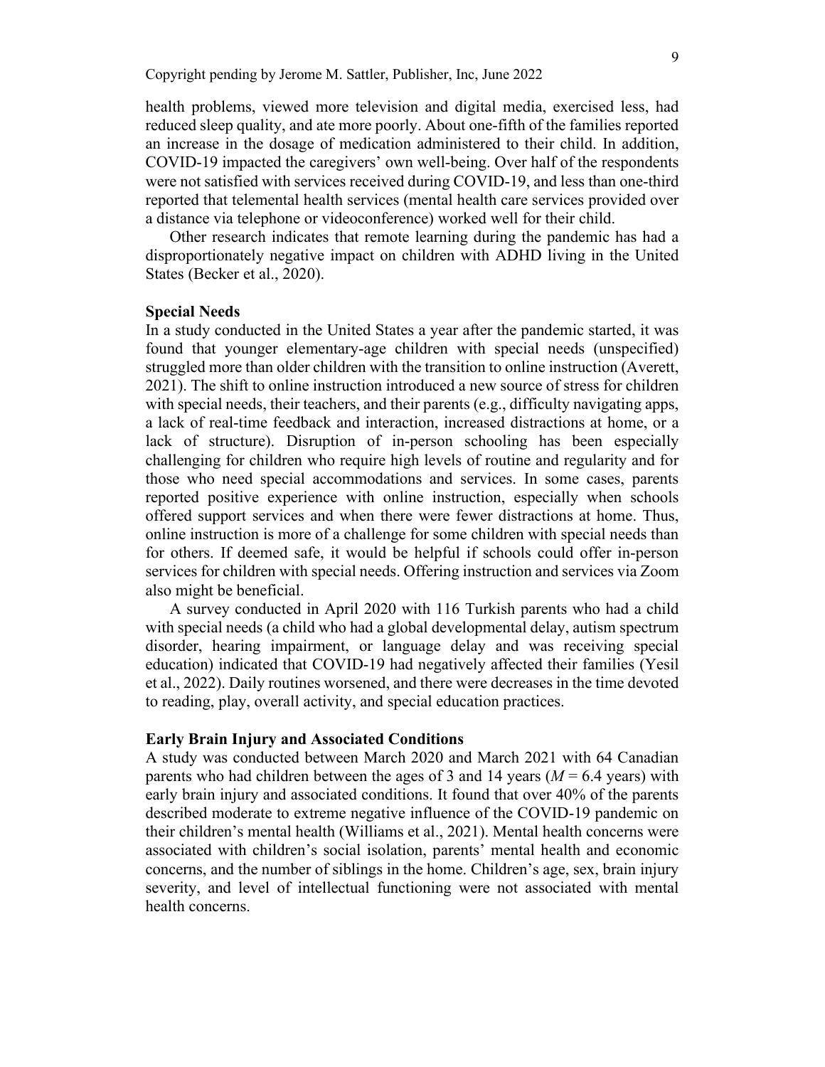health problems, viewed more television and digital media, exercised less, had reduced sleep quality, and ate more poorly. About one-fifth of the families reported an increase in the dosage of medication administered to their child. In addition, COVID-19 impacted the caregivers' own well-being. Over half of the respondents were not satisfied with services received during COVID-19, and less than one-third reported that telemental health services (mental health care services provided over a distance via telephone or videoconference) worked well for their child.

Other research indicates that remote learning during the pandemic has had a disproportionately negative impact on children with ADHD living in the United States (Becker et al., 2020).

**Special Needs**

In a study conducted in the United States a year after the pandemic started, it was found that younger elementary-age children with special needs (unspecified) struggled more than older children with the transition to online instruction (Averett, 2021). The shift to online instruction introduced a new source of stress for children with special needs, their teachers, and their parents (e.g., difficulty navigating apps, a lack of real-time feedback and interaction, increased distractions at home, or a lack of structure). Disruption of in-person schooling has been especially challenging for children who require high levels of routine and regularity and for those who need special accommodations and services. In some cases, parents reported positive experience with online instruction, especially when schools offered support services and when there were fewer distractions at home. Thus, online instruction is more of a challenge for some children with special needs than for others. If deemed safe, it would be helpful if schools could offer in-person services for children with special needs. Offering instruction and services via Zoom also might be beneficial.

A survey conducted in April 2020 with 116 Turkish parents who had a child with special needs (a child who had a global developmental delay, autism spectrum disorder, hearing impairment, or language delay and was receiving special education) indicated that COVID-19 had negatively affected their families (Yesil et al., 2022). Daily routines worsened, and there were decreases in the time devoted to reading, play, overall activity, and special education practices.

**Early Brain Injury and Associated Conditions**

A study was conducted between March 2020 and March 2021 with 64 Canadian parents who had children between the ages of 3 and 14 years ($M$ = 6.4 years) with early brain injury and associated conditions. It found that over 40% of the parents described moderate to extreme negative influence of the COVID-19 pandemic on their children's mental health (Williams et al., 2021). Mental health concerns were associated with children's social isolation, parents' mental health and economic concerns, and the number of siblings in the home. Children's age, sex, brain injury severity, and level of intellectual functioning were not associated with mental health concerns.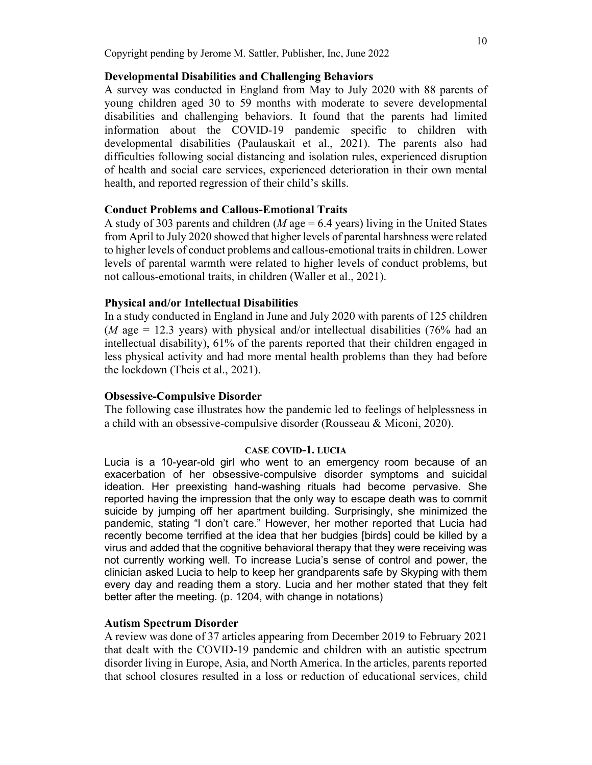**Developmental Disabilities and Challenging Behaviors**

A survey was conducted in England from May to July 2020 with 88 parents of young children aged 30 to 59 months with moderate to severe developmental disabilities and challenging behaviors. It found that the parents had limited information about the COVID-19 pandemic specific to children with developmental disabilities (Paulauskait et al., 2021). The parents also had difficulties following social distancing and isolation rules, experienced disruption of health and social care services, experienced deterioration in their own mental health, and reported regression of their child's skills.

**Conduct Problems and Callous-Emotional Traits**

A study of 303 parents and children (*M* age = 6.4 years) living in the United States from April to July 2020 showed that higher levels of parental harshness were related to higher levels of conduct problems and callous-emotional traits in children. Lower levels of parental warmth were related to higher levels of conduct problems, but not callous-emotional traits, in children (Waller et al., 2021).

**Physical and/or Intellectual Disabilities**

In a study conducted in England in June and July 2020 with parents of 125 children (*M* age = 12.3 years) with physical and/or intellectual disabilities (76% had an intellectual disability), 61% of the parents reported that their children engaged in less physical activity and had more mental health problems than they had before the lockdown (Theis et al., 2021).

**Obsessive-Compulsive Disorder**

The following case illustrates how the pandemic led to feelings of helplessness in a child with an obsessive-compulsive disorder (Rousseau & Miconi, 2020).

**CASE COVID-1. LUCIA**

Lucia is a 10-year-old girl who went to an emergency room because of an exacerbation of her obsessive-compulsive disorder symptoms and suicidal ideation. Her preexisting hand-washing rituals had become pervasive. She reported having the impression that the only way to escape death was to commit suicide by jumping off her apartment building. Surprisingly, she minimized the pandemic, stating "I don't care." However, her mother reported that Lucia had recently become terrified at the idea that her budgies [birds] could be killed by a virus and added that the cognitive behavioral therapy that they were receiving was not currently working well. To increase Lucia's sense of control and power, the clinician asked Lucia to help to keep her grandparents safe by Skyping with them every day and reading them a story. Lucia and her mother stated that they felt better after the meeting. (p. 1204, with change in notations)

**Autism Spectrum Disorder**

A review was done of 37 articles appearing from December 2019 to February 2021 that dealt with the COVID-19 pandemic and children with an autistic spectrum disorder living in Europe, Asia, and North America. In the articles, parents reported that school closures resulted in a loss or reduction of educational services, child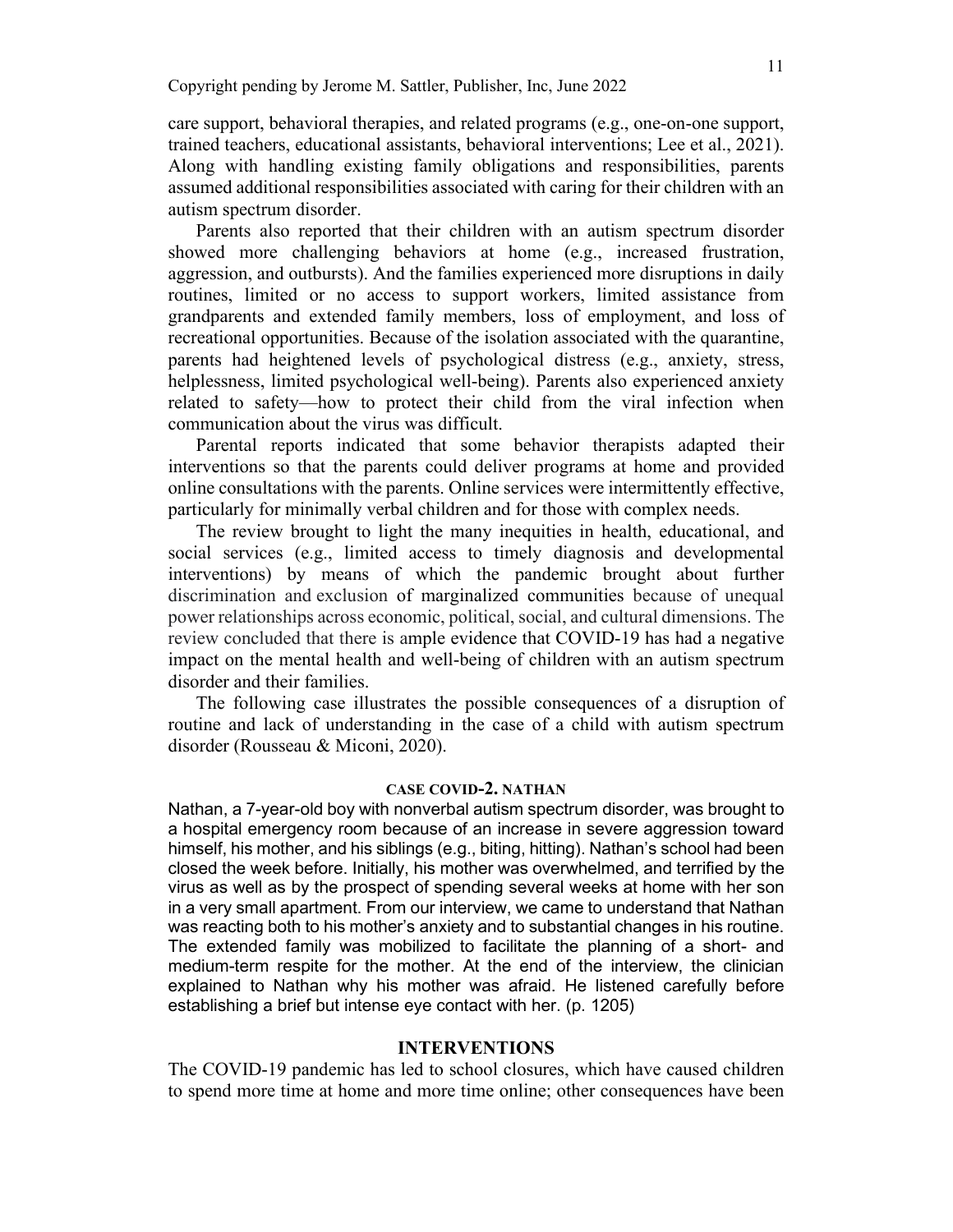care support, behavioral therapies, and related programs (e.g., one-on-one support, trained teachers, educational assistants, behavioral interventions; Lee et al., 2021). Along with handling existing family obligations and responsibilities, parents assumed additional responsibilities associated with caring for their children with an autism spectrum disorder.

Parents also reported that their children with an autism spectrum disorder showed more challenging behaviors at home (e.g., increased frustration, aggression, and outbursts). And the families experienced more disruptions in daily routines, limited or no access to support workers, limited assistance from grandparents and extended family members, loss of employment, and loss of recreational opportunities. Because of the isolation associated with the quarantine, parents had heightened levels of psychological distress (e.g., anxiety, stress, helplessness, limited psychological well-being). Parents also experienced anxiety related to safety—how to protect their child from the viral infection when communication about the virus was difficult.

Parental reports indicated that some behavior therapists adapted their interventions so that the parents could deliver programs at home and provided online consultations with the parents. Online services were intermittently effective, particularly for minimally verbal children and for those with complex needs.

The review brought to light the many inequities in health, educational, and social services (e.g., limited access to timely diagnosis and developmental interventions) by means of which the pandemic brought about further discrimination and exclusion of marginalized communities because of unequal power relationships across economic, political, social, and cultural dimensions. The review concluded that there is ample evidence that COVID-19 has had a negative impact on the mental health and well-being of children with an autism spectrum disorder and their families.

The following case illustrates the possible consequences of a disruption of routine and lack of understanding in the case of a child with autism spectrum disorder (Rousseau & Miconi, 2020).

#### CASE COVID-2. NATHAN

Nathan, a 7-year-old boy with nonverbal autism spectrum disorder, was brought to a hospital emergency room because of an increase in severe aggression toward himself, his mother, and his siblings (e.g., biting, hitting). Nathan's school had been closed the week before. Initially, his mother was overwhelmed, and terrified by the virus as well as by the prospect of spending several weeks at home with her son in a very small apartment. From our interview, we came to understand that Nathan was reacting both to his mother's anxiety and to substantial changes in his routine. The extended family was mobilized to facilitate the planning of a short- and medium-term respite for the mother. At the end of the interview, the clinician explained to Nathan why his mother was afraid. He listened carefully before establishing a brief but intense eye contact with her. (p. 1205)

## INTERVENTIONS

The COVID-19 pandemic has led to school closures, which have caused children to spend more time at home and more time online; other consequences have been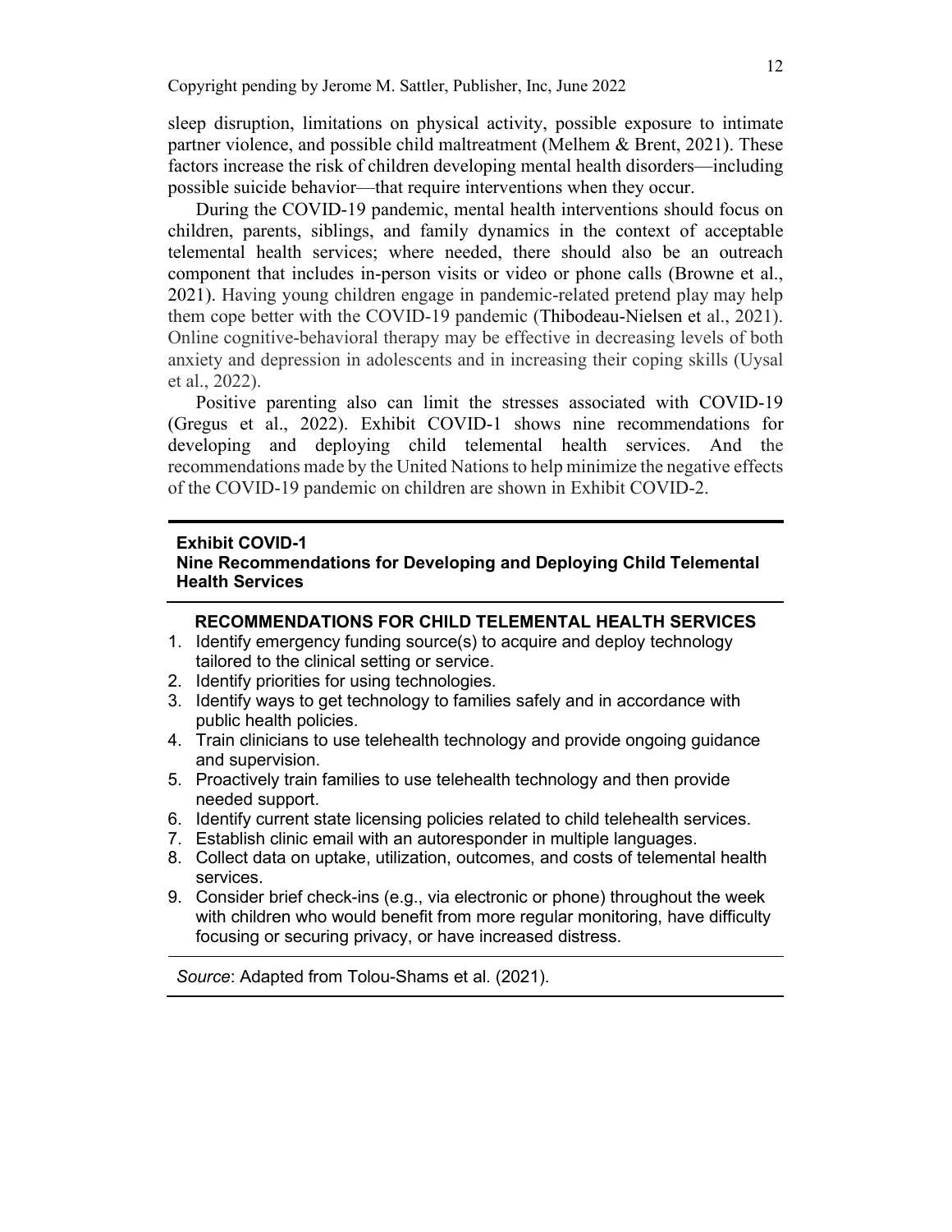sleep disruption, limitations on physical activity, possible exposure to intimate partner violence, and possible child maltreatment (Melhem & Brent, 2021). These factors increase the risk of children developing mental health disorders—including possible suicide behavior—that require interventions when they occur.

During the COVID-19 pandemic, mental health interventions should focus on children, parents, siblings, and family dynamics in the context of acceptable telemental health services; where needed, there should also be an outreach component that includes in-person visits or video or phone calls (Browne et al., 2021). Having young children engage in pandemic-related pretend play may help them cope better with the COVID-19 pandemic (Thibodeau-Nielsen et al., 2021). Online cognitive-behavioral therapy may be effective in decreasing levels of both anxiety and depression in adolescents and in increasing their coping skills (Uysal et al., 2022).

Positive parenting also can limit the stresses associated with COVID-19 (Gregus et al., 2022). Exhibit COVID-1 shows nine recommendations for developing and deploying child telemental health services. And the recommendations made by the United Nations to help minimize the negative effects of the COVID-19 pandemic on children are shown in Exhibit COVID-2.

---

**Exhibit COVID-1**
**Nine Recommendations for Developing and Deploying Child Telemental Health Services**

---

**RECOMMENDATIONS FOR CHILD TELEMENTAL HEALTH SERVICES**

1. Identify emergency funding source(s) to acquire and deploy technology tailored to the clinical setting or service.
2. Identify priorities for using technologies.
3. Identify ways to get technology to families safely and in accordance with public health policies.
4. Train clinicians to use telehealth technology and provide ongoing guidance and supervision.
5. Proactively train families to use telehealth technology and then provide needed support.
6. Identify current state licensing policies related to child telehealth services.
7. Establish clinic email with an autoresponder in multiple languages.
8. Collect data on uptake, utilization, outcomes, and costs of telemental health services.
9. Consider brief check-ins (e.g., via electronic or phone) throughout the week with children who would benefit from more regular monitoring, have difficulty focusing or securing privacy, or have increased distress.

---

*Source*: Adapted from Tolou-Shams et al. (2021).

---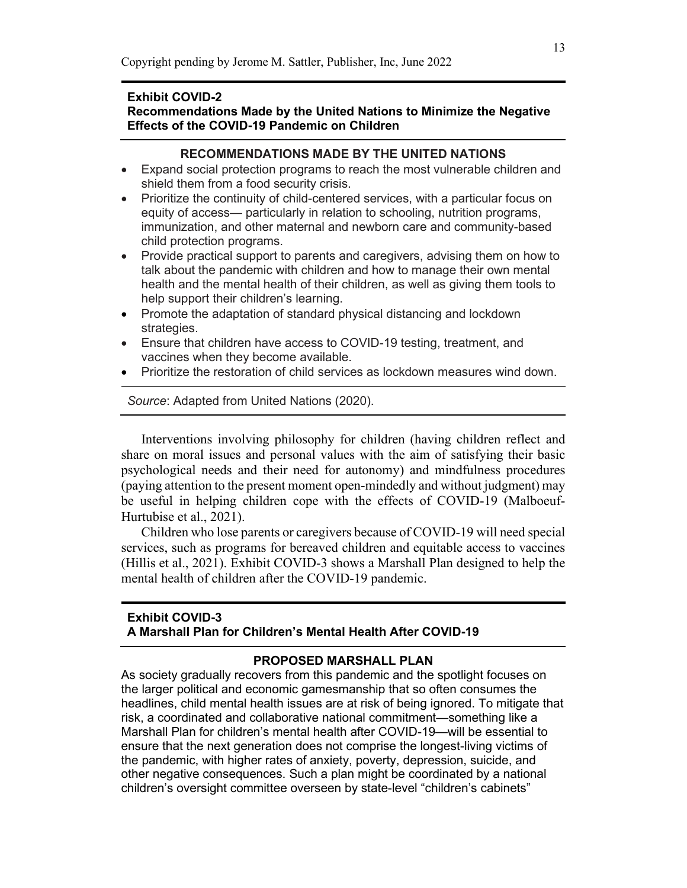**Exhibit COVID-2**
**Recommendations Made by the United Nations to Minimize the Negative Effects of the COVID-19 Pandemic on Children**

**RECOMMENDATIONS MADE BY THE UNITED NATIONS**

- Expand social protection programs to reach the most vulnerable children and shield them from a food security crisis.
- Prioritize the continuity of child-centered services, with a particular focus on equity of access— particularly in relation to schooling, nutrition programs, immunization, and other maternal and newborn care and community-based child protection programs.
- Provide practical support to parents and caregivers, advising them on how to talk about the pandemic with children and how to manage their own mental health and the mental health of their children, as well as giving them tools to help support their children's learning.
- Promote the adaptation of standard physical distancing and lockdown strategies.
- Ensure that children have access to COVID-19 testing, treatment, and vaccines when they become available.
- Prioritize the restoration of child services as lockdown measures wind down.

*Source*: Adapted from United Nations (2020).

Interventions involving philosophy for children (having children reflect and share on moral issues and personal values with the aim of satisfying their basic psychological needs and their need for autonomy) and mindfulness procedures (paying attention to the present moment open-mindedly and without judgment) may be useful in helping children cope with the effects of COVID-19 (Malboeuf-Hurtubise et al., 2021).

Children who lose parents or caregivers because of COVID-19 will need special services, such as programs for bereaved children and equitable access to vaccines (Hillis et al., 2021). Exhibit COVID-3 shows a Marshall Plan designed to help the mental health of children after the COVID-19 pandemic.

**Exhibit COVID-3**
**A Marshall Plan for Children's Mental Health After COVID-19**

**PROPOSED MARSHALL PLAN**

As society gradually recovers from this pandemic and the spotlight focuses on the larger political and economic gamesmanship that so often consumes the headlines, child mental health issues are at risk of being ignored. To mitigate that risk, a coordinated and collaborative national commitment—something like a Marshall Plan for children's mental health after COVID-19—will be essential to ensure that the next generation does not comprise the longest-living victims of the pandemic, with higher rates of anxiety, poverty, depression, suicide, and other negative consequences. Such a plan might be coordinated by a national children's oversight committee overseen by state-level "children's cabinets"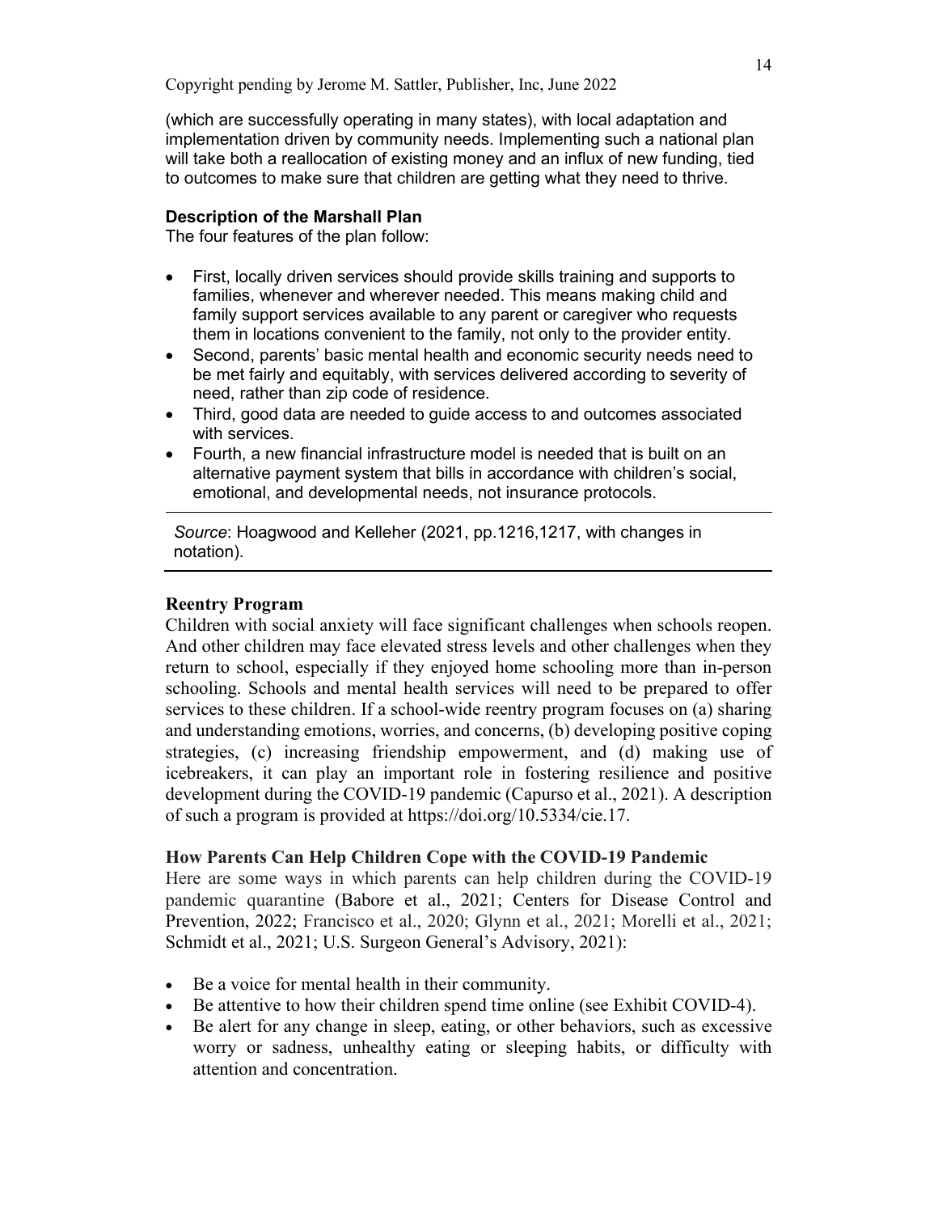(which are successfully operating in many states), with local adaptation and implementation driven by community needs. Implementing such a national plan will take both a reallocation of existing money and an influx of new funding, tied to outcomes to make sure that children are getting what they need to thrive.

**Description of the Marshall Plan**

The four features of the plan follow:

- First, locally driven services should provide skills training and supports to families, whenever and wherever needed. This means making child and family support services available to any parent or caregiver who requests them in locations convenient to the family, not only to the provider entity.
- Second, parents' basic mental health and economic security needs need to be met fairly and equitably, with services delivered according to severity of need, rather than zip code of residence.
- Third, good data are needed to guide access to and outcomes associated with services.
- Fourth, a new financial infrastructure model is needed that is built on an alternative payment system that bills in accordance with children's social, emotional, and developmental needs, not insurance protocols.

*Source*: Hoagwood and Kelleher (2021, pp.1216,1217, with changes in notation).

### Reentry Program

Children with social anxiety will face significant challenges when schools reopen. And other children may face elevated stress levels and other challenges when they return to school, especially if they enjoyed home schooling more than in-person schooling. Schools and mental health services will need to be prepared to offer services to these children. If a school-wide reentry program focuses on (a) sharing and understanding emotions, worries, and concerns, (b) developing positive coping strategies, (c) increasing friendship empowerment, and (d) making use of icebreakers, it can play an important role in fostering resilience and positive development during the COVID-19 pandemic (Capurso et al., 2021). A description of such a program is provided at https://doi.org/10.5334/cie.17.

### How Parents Can Help Children Cope with the COVID-19 Pandemic

Here are some ways in which parents can help children during the COVID-19 pandemic quarantine (Babore et al., 2021; Centers for Disease Control and Prevention, 2022; Francisco et al., 2020; Glynn et al., 2021; Morelli et al., 2021; Schmidt et al., 2021; U.S. Surgeon General's Advisory, 2021):

- Be a voice for mental health in their community.
- Be attentive to how their children spend time online (see Exhibit COVID-4).
- Be alert for any change in sleep, eating, or other behaviors, such as excessive worry or sadness, unhealthy eating or sleeping habits, or difficulty with attention and concentration.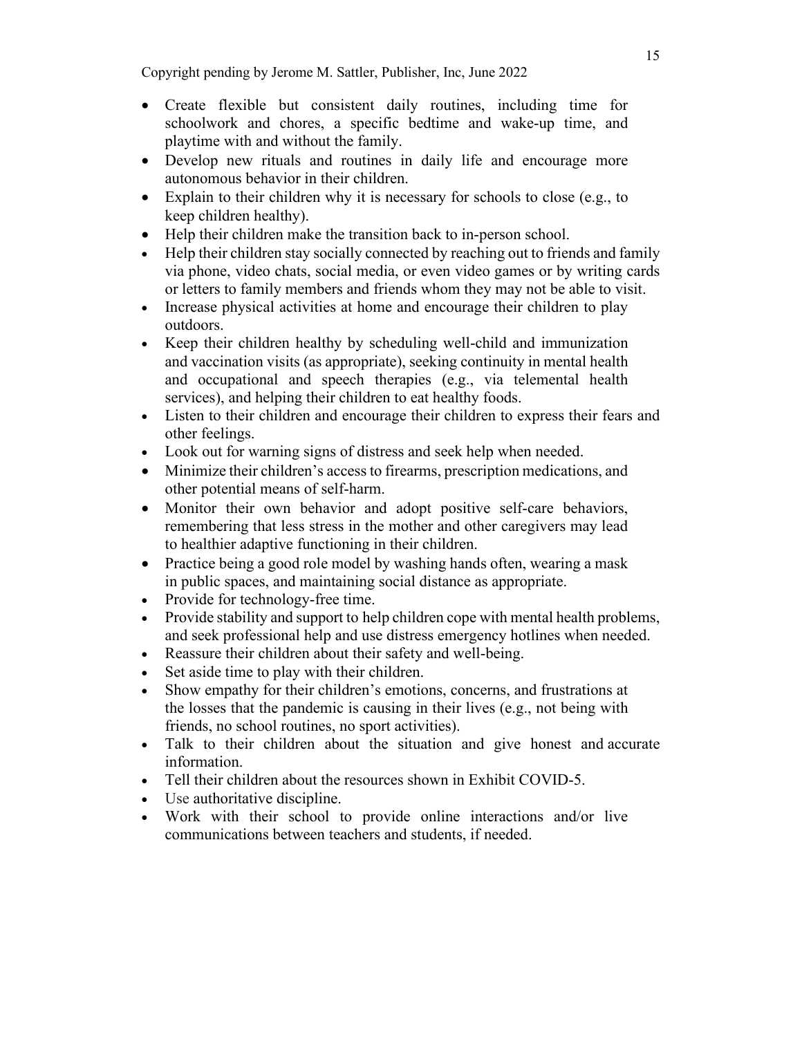- Create flexible but consistent daily routines, including time for schoolwork and chores, a specific bedtime and wake-up time, and playtime with and without the family.
- Develop new rituals and routines in daily life and encourage more autonomous behavior in their children.
- Explain to their children why it is necessary for schools to close (e.g., to keep children healthy).
- Help their children make the transition back to in-person school.
- Help their children stay socially connected by reaching out to friends and family via phone, video chats, social media, or even video games or by writing cards or letters to family members and friends whom they may not be able to visit.
- Increase physical activities at home and encourage their children to play outdoors.
- Keep their children healthy by scheduling well-child and immunization and vaccination visits (as appropriate), seeking continuity in mental health and occupational and speech therapies (e.g., via telemental health services), and helping their children to eat healthy foods.
- Listen to their children and encourage their children to express their fears and other feelings.
- Look out for warning signs of distress and seek help when needed.
- Minimize their children's access to firearms, prescription medications, and other potential means of self-harm.
- Monitor their own behavior and adopt positive self-care behaviors, remembering that less stress in the mother and other caregivers may lead to healthier adaptive functioning in their children.
- Practice being a good role model by washing hands often, wearing a mask in public spaces, and maintaining social distance as appropriate.
- Provide for technology-free time.
- Provide stability and support to help children cope with mental health problems, and seek professional help and use distress emergency hotlines when needed.
- Reassure their children about their safety and well-being.
- Set aside time to play with their children.
- Show empathy for their children's emotions, concerns, and frustrations at the losses that the pandemic is causing in their lives (e.g., not being with friends, no school routines, no sport activities).
- Talk to their children about the situation and give honest and accurate information.
- Tell their children about the resources shown in Exhibit COVID-5.
- Use authoritative discipline.
- Work with their school to provide online interactions and/or live communications between teachers and students, if needed.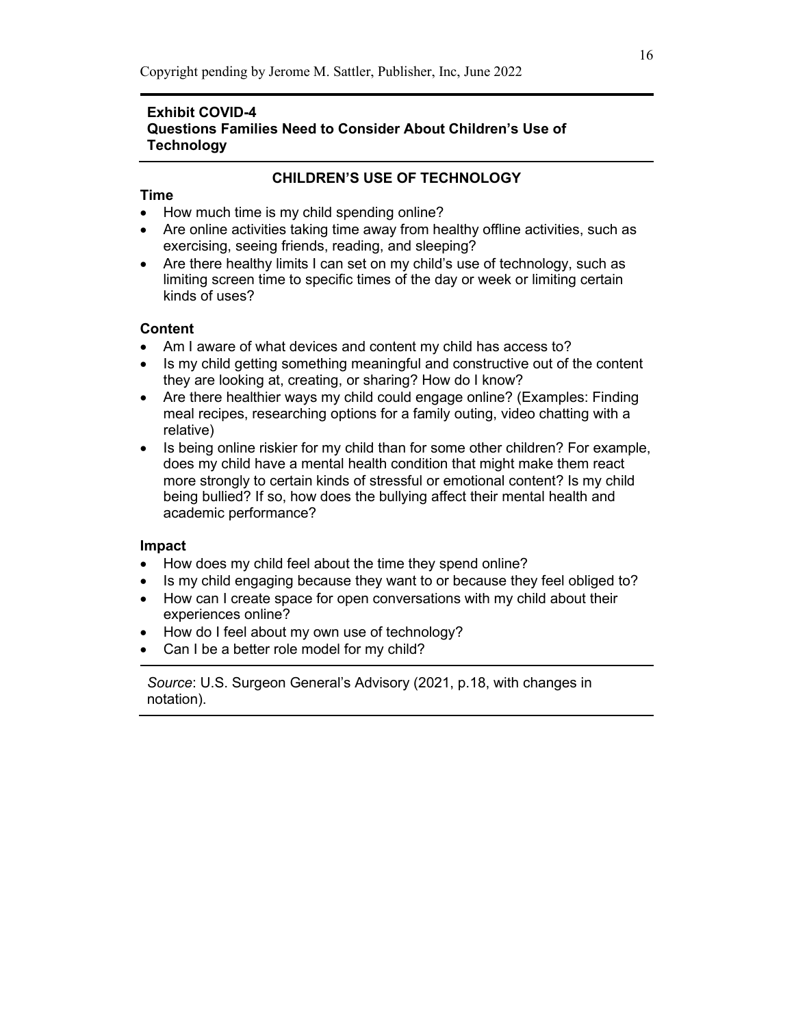**Exhibit COVID-4**
**Questions Families Need to Consider About Children's Use of Technology**

---

**CHILDREN'S USE OF TECHNOLOGY**

**Time**

- How much time is my child spending online?
- Are online activities taking time away from healthy offline activities, such as exercising, seeing friends, reading, and sleeping?
- Are there healthy limits I can set on my child's use of technology, such as limiting screen time to specific times of the day or week or limiting certain kinds of uses?

**Content**

- Am I aware of what devices and content my child has access to?
- Is my child getting something meaningful and constructive out of the content they are looking at, creating, or sharing? How do I know?
- Are there healthier ways my child could engage online? (Examples: Finding meal recipes, researching options for a family outing, video chatting with a relative)
- Is being online riskier for my child than for some other children? For example, does my child have a mental health condition that might make them react more strongly to certain kinds of stressful or emotional content? Is my child being bullied? If so, how does the bullying affect their mental health and academic performance?

**Impact**

- How does my child feel about the time they spend online?
- Is my child engaging because they want to or because they feel obliged to?
- How can I create space for open conversations with my child about their experiences online?
- How do I feel about my own use of technology?
- Can I be a better role model for my child?

---

*Source*: U.S. Surgeon General's Advisory (2021, p.18, with changes in notation).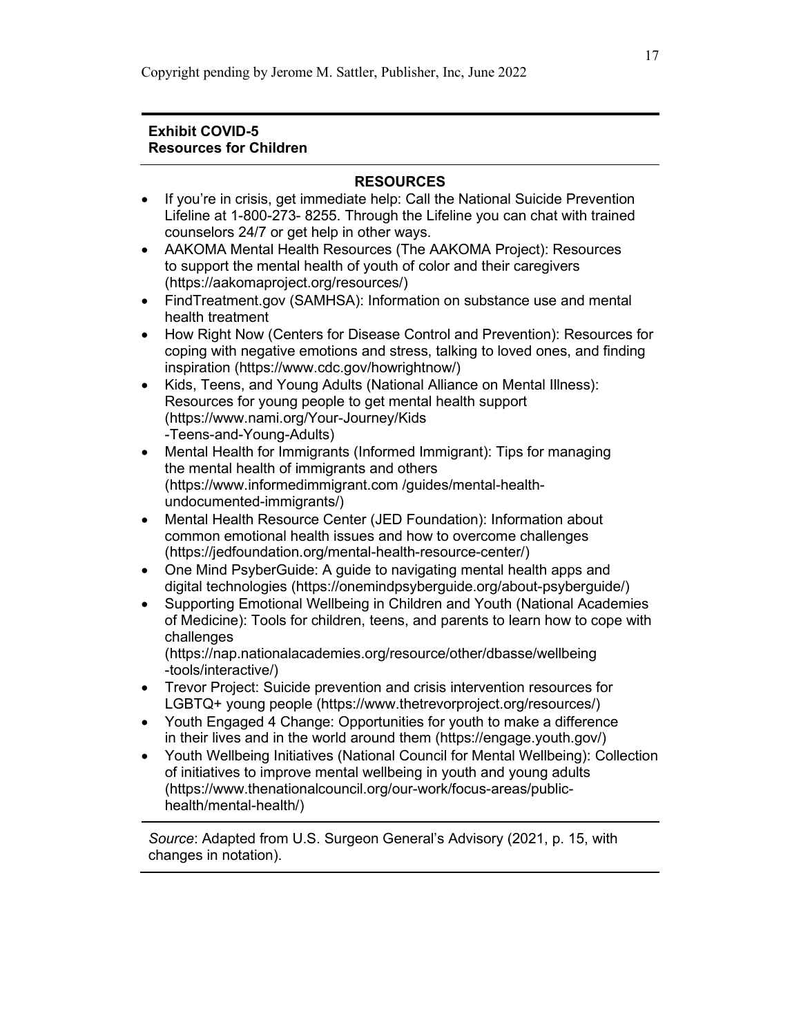**Exhibit COVID-5**
**Resources for Children**

**RESOURCES**

- If you're in crisis, get immediate help: Call the National Suicide Prevention Lifeline at 1-800-273- 8255. Through the Lifeline you can chat with trained counselors 24/7 or get help in other ways.
- AAKOMA Mental Health Resources (The AAKOMA Project): Resources to support the mental health of youth of color and their caregivers (https://aakomaproject.org/resources/)
- FindTreatment.gov (SAMHSA): Information on substance use and mental health treatment
- How Right Now (Centers for Disease Control and Prevention): Resources for coping with negative emotions and stress, talking to loved ones, and finding inspiration (https://www.cdc.gov/howrightnow/)
- Kids, Teens, and Young Adults (National Alliance on Mental Illness): Resources for young people to get mental health support (https://www.nami.org/Your-Journey/Kids-Teens-and-Young-Adults)
- Mental Health for Immigrants (Informed Immigrant): Tips for managing the mental health of immigrants and others (https://www.informedimmigrant.com /guides/mental-health-undocumented-immigrants/)
- Mental Health Resource Center (JED Foundation): Information about common emotional health issues and how to overcome challenges (https://jedfoundation.org/mental-health-resource-center/)
- One Mind PsyberGuide: A guide to navigating mental health apps and digital technologies (https://onemindpsyberguide.org/about-psyberguide/)
- Supporting Emotional Wellbeing in Children and Youth (National Academies of Medicine): Tools for children, teens, and parents to learn how to cope with challenges (https://nap.nationalacademies.org/resource/other/dbasse/wellbeing-tools/interactive/)
- Trevor Project: Suicide prevention and crisis intervention resources for LGBTQ+ young people (https://www.thetrevorproject.org/resources/)
- Youth Engaged 4 Change: Opportunities for youth to make a difference in their lives and in the world around them (https://engage.youth.gov/)
- Youth Wellbeing Initiatives (National Council for Mental Wellbeing): Collection of initiatives to improve mental wellbeing in youth and young adults (https://www.thenationalcouncil.org/our-work/focus-areas/public-health/mental-health/)

*Source*: Adapted from U.S. Surgeon General's Advisory (2021, p. 15, with changes in notation).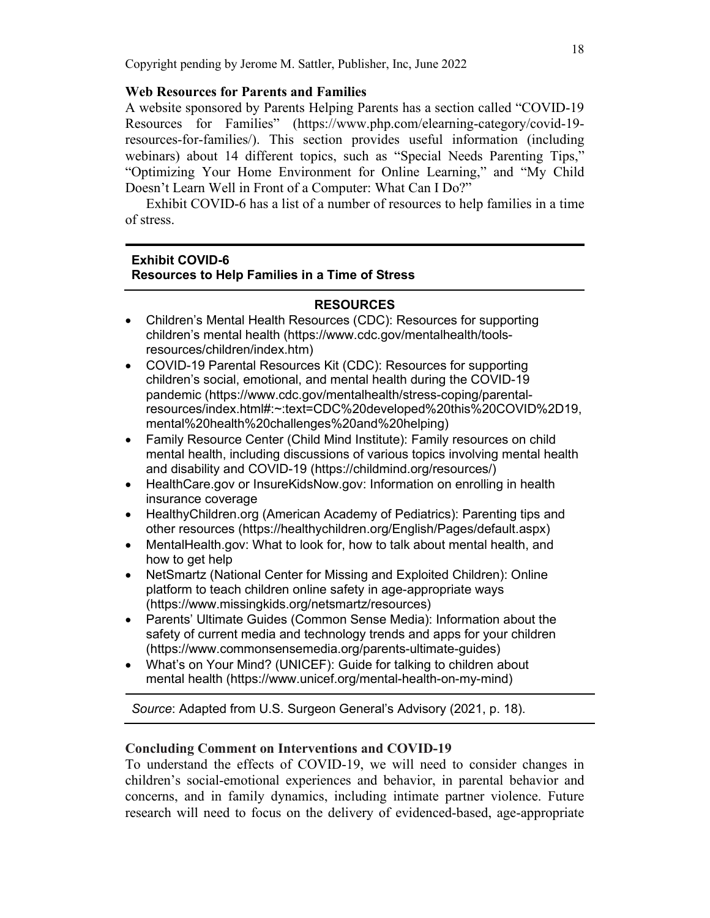### Web Resources for Parents and Families

A website sponsored by Parents Helping Parents has a section called "COVID-19 Resources for Families" (https://www.php.com/elearning-category/covid-19-resources-for-families/). This section provides useful information (including webinars) about 14 different topics, such as "Special Needs Parenting Tips," "Optimizing Your Home Environment for Online Learning," and "My Child Doesn't Learn Well in Front of a Computer: What Can I Do?"

Exhibit COVID-6 has a list of a number of resources to help families in a time of stress.

---

**Exhibit COVID-6**
**Resources to Help Families in a Time of Stress**

**RESOURCES**

- Children's Mental Health Resources (CDC): Resources for supporting children's mental health (https://www.cdc.gov/mentalhealth/tools-resources/children/index.htm)
- COVID-19 Parental Resources Kit (CDC): Resources for supporting children's social, emotional, and mental health during the COVID-19 pandemic (https://www.cdc.gov/mentalhealth/stress-coping/parental-resources/index.html#:~:text=CDC%20developed%20this%20COVID%2D19,mental%20health%20challenges%20and%20helping)
- Family Resource Center (Child Mind Institute): Family resources on child mental health, including discussions of various topics involving mental health and disability and COVID-19 (https://childmind.org/resources/)
- HealthCare.gov or InsureKidsNow.gov: Information on enrolling in health insurance coverage
- HealthyChildren.org (American Academy of Pediatrics): Parenting tips and other resources (https://healthychildren.org/English/Pages/default.aspx)
- MentalHealth.gov: What to look for, how to talk about mental health, and how to get help
- NetSmartz (National Center for Missing and Exploited Children): Online platform to teach children online safety in age-appropriate ways (https://www.missingkids.org/netsmartz/resources)
- Parents' Ultimate Guides (Common Sense Media): Information about the safety of current media and technology trends and apps for your children (https://www.commonsensemedia.org/parents-ultimate-guides)
- What's on Your Mind? (UNICEF): Guide for talking to children about mental health (https://www.unicef.org/mental-health-on-my-mind)

*Source*: Adapted from U.S. Surgeon General's Advisory (2021, p. 18).

---

### Concluding Comment on Interventions and COVID-19

To understand the effects of COVID-19, we will need to consider changes in children's social-emotional experiences and behavior, in parental behavior and concerns, and in family dynamics, including intimate partner violence. Future research will need to focus on the delivery of evidenced-based, age-appropriate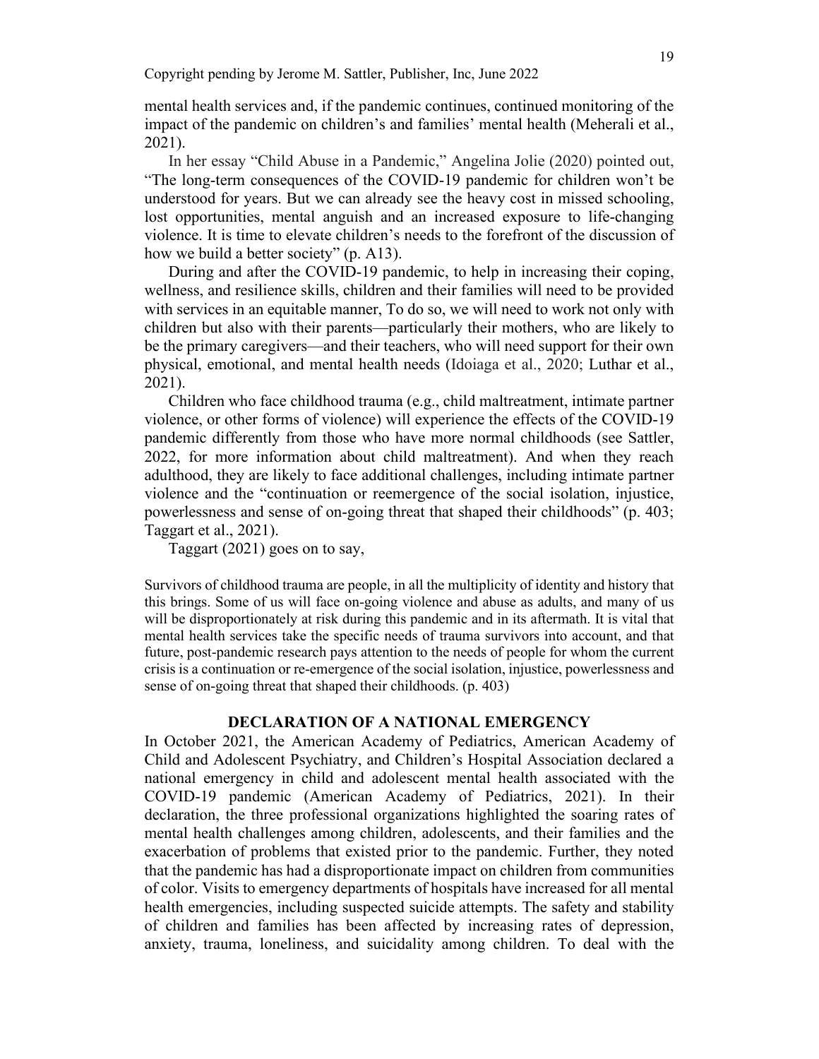mental health services and, if the pandemic continues, continued monitoring of the impact of the pandemic on children's and families' mental health (Meherali et al., 2021).

In her essay "Child Abuse in a Pandemic," Angelina Jolie (2020) pointed out, "The long-term consequences of the COVID-19 pandemic for children won't be understood for years. But we can already see the heavy cost in missed schooling, lost opportunities, mental anguish and an increased exposure to life-changing violence. It is time to elevate children's needs to the forefront of the discussion of how we build a better society" (p. A13).

During and after the COVID-19 pandemic, to help in increasing their coping, wellness, and resilience skills, children and their families will need to be provided with services in an equitable manner, To do so, we will need to work not only with children but also with their parents—particularly their mothers, who are likely to be the primary caregivers—and their teachers, who will need support for their own physical, emotional, and mental health needs (Idoiaga et al., 2020; Luthar et al., 2021).

Children who face childhood trauma (e.g., child maltreatment, intimate partner violence, or other forms of violence) will experience the effects of the COVID-19 pandemic differently from those who have more normal childhoods (see Sattler, 2022, for more information about child maltreatment). And when they reach adulthood, they are likely to face additional challenges, including intimate partner violence and the "continuation or reemergence of the social isolation, injustice, powerlessness and sense of on-going threat that shaped their childhoods" (p. 403; Taggart et al., 2021).

Taggart (2021) goes on to say,

> Survivors of childhood trauma are people, in all the multiplicity of identity and history that this brings. Some of us will face on-going violence and abuse as adults, and many of us will be disproportionately at risk during this pandemic and in its aftermath. It is vital that mental health services take the specific needs of trauma survivors into account, and that future, post-pandemic research pays attention to the needs of people for whom the current crisis is a continuation or re-emergence of the social isolation, injustice, powerlessness and sense of on-going threat that shaped their childhoods. (p. 403)

## DECLARATION OF A NATIONAL EMERGENCY

In October 2021, the American Academy of Pediatrics, American Academy of Child and Adolescent Psychiatry, and Children's Hospital Association declared a national emergency in child and adolescent mental health associated with the COVID-19 pandemic (American Academy of Pediatrics, 2021). In their declaration, the three professional organizations highlighted the soaring rates of mental health challenges among children, adolescents, and their families and the exacerbation of problems that existed prior to the pandemic. Further, they noted that the pandemic has had a disproportionate impact on children from communities of color. Visits to emergency departments of hospitals have increased for all mental health emergencies, including suspected suicide attempts. The safety and stability of children and families has been affected by increasing rates of depression, anxiety, trauma, loneliness, and suicidality among children. To deal with the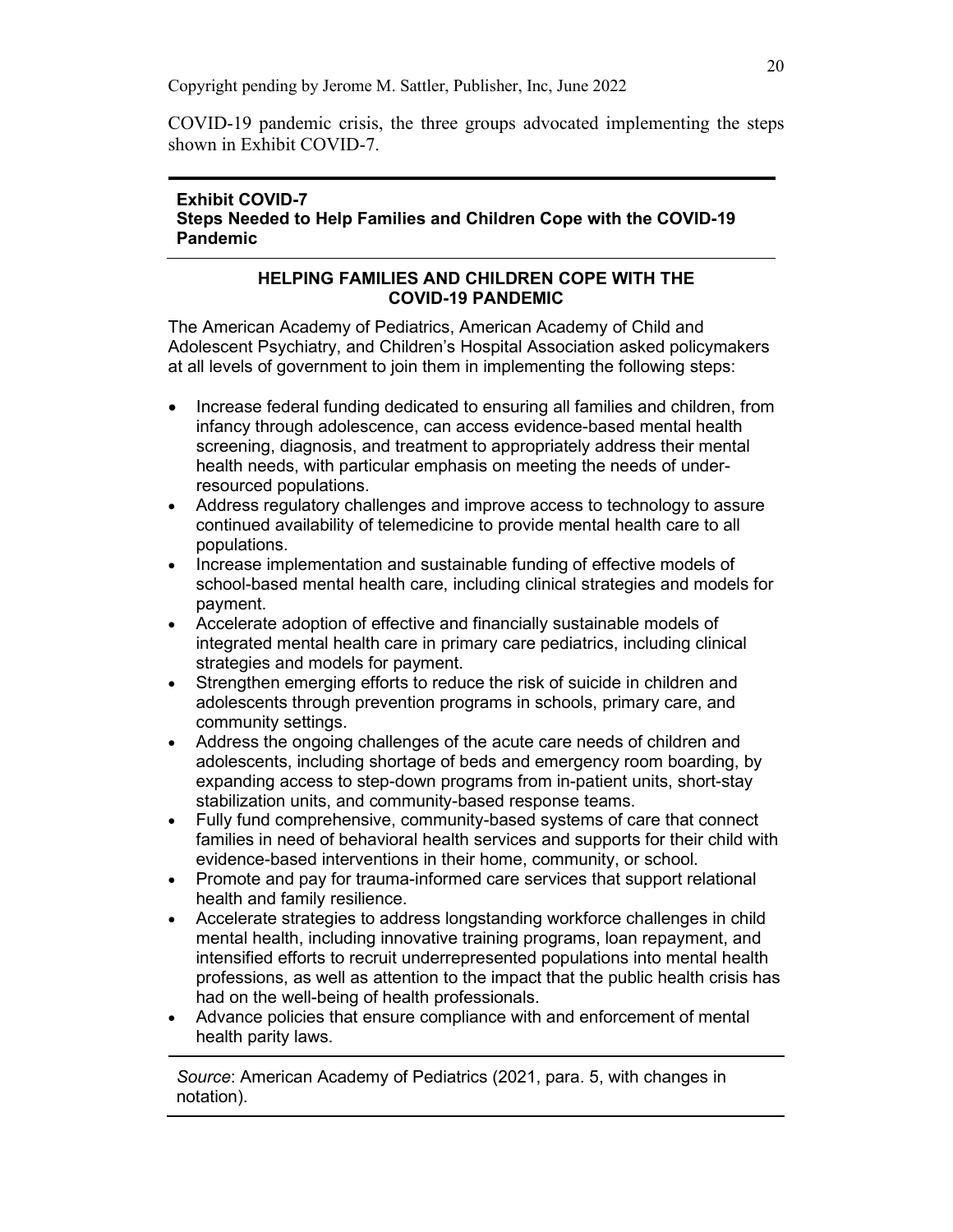COVID-19 pandemic crisis, the three groups advocated implementing the steps shown in Exhibit COVID-7.

**Exhibit COVID-7**
**Steps Needed to Help Families and Children Cope with the COVID-19 Pandemic**

### HELPING FAMILIES AND CHILDREN COPE WITH THE COVID-19 PANDEMIC

The American Academy of Pediatrics, American Academy of Child and Adolescent Psychiatry, and Children's Hospital Association asked policymakers at all levels of government to join them in implementing the following steps:

- Increase federal funding dedicated to ensuring all families and children, from infancy through adolescence, can access evidence-based mental health screening, diagnosis, and treatment to appropriately address their mental health needs, with particular emphasis on meeting the needs of under-resourced populations.
- Address regulatory challenges and improve access to technology to assure continued availability of telemedicine to provide mental health care to all populations.
- Increase implementation and sustainable funding of effective models of school-based mental health care, including clinical strategies and models for payment.
- Accelerate adoption of effective and financially sustainable models of integrated mental health care in primary care pediatrics, including clinical strategies and models for payment.
- Strengthen emerging efforts to reduce the risk of suicide in children and adolescents through prevention programs in schools, primary care, and community settings.
- Address the ongoing challenges of the acute care needs of children and adolescents, including shortage of beds and emergency room boarding, by expanding access to step-down programs from in-patient units, short-stay stabilization units, and community-based response teams.
- Fully fund comprehensive, community-based systems of care that connect families in need of behavioral health services and supports for their child with evidence-based interventions in their home, community, or school.
- Promote and pay for trauma-informed care services that support relational health and family resilience.
- Accelerate strategies to address longstanding workforce challenges in child mental health, including innovative training programs, loan repayment, and intensified efforts to recruit underrepresented populations into mental health professions, as well as attention to the impact that the public health crisis has had on the well-being of health professionals.
- Advance policies that ensure compliance with and enforcement of mental health parity laws.

*Source*: American Academy of Pediatrics (2021, para. 5, with changes in notation).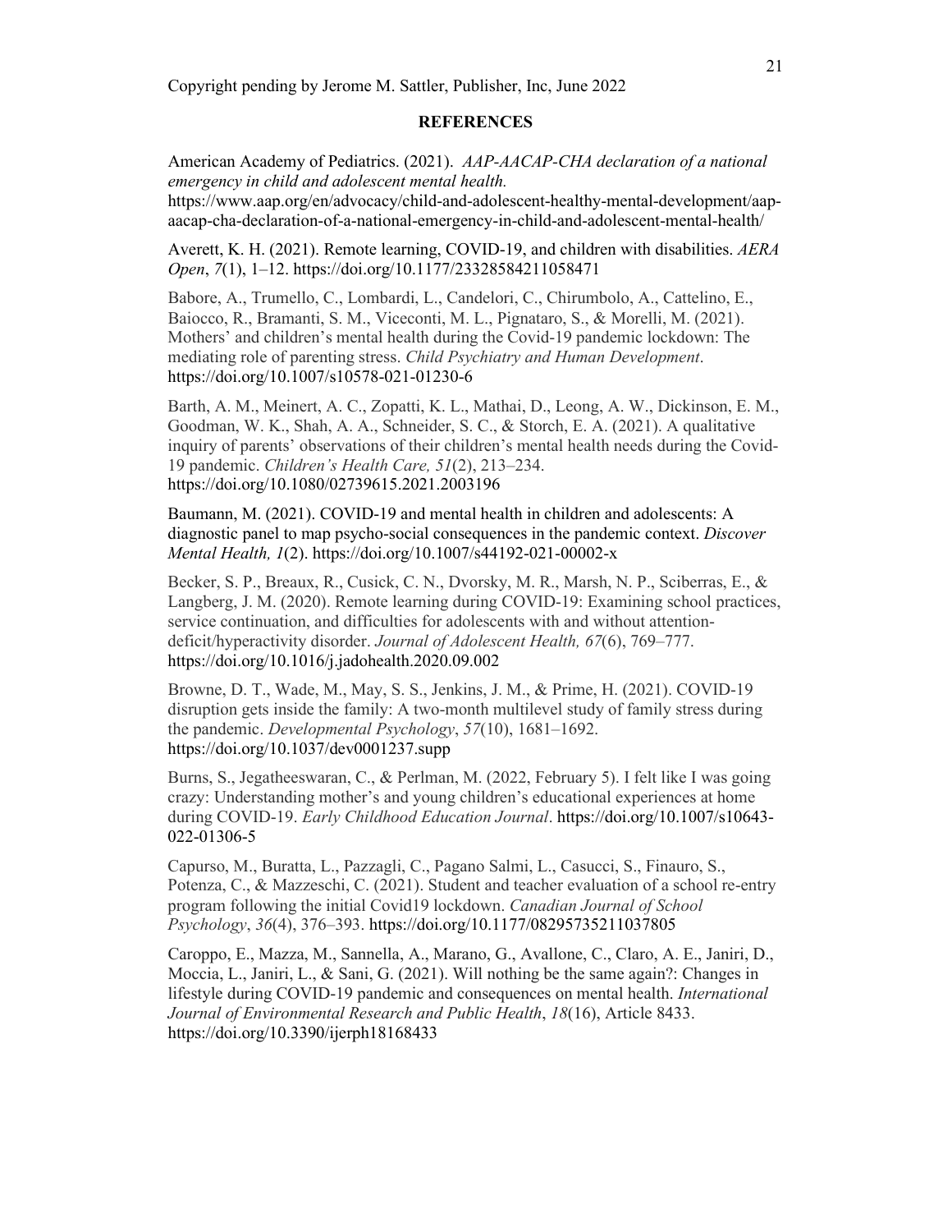Copyright pending by Jerome M. Sattler, Publisher, Inc, June 2022

**REFERENCES**

American Academy of Pediatrics. (2021). *AAP-AACAP-CHA declaration of a national emergency in child and adolescent mental health.* https://www.aap.org/en/advocacy/child-and-adolescent-healthy-mental-development/aap-aacap-cha-declaration-of-a-national-emergency-in-child-and-adolescent-mental-health/

Averett, K. H. (2021). Remote learning, COVID-19, and children with disabilities. *AERA Open*, *7*(1), 1–12. https://doi.org/10.1177/23328584211058471

Babore, A., Trumello, C., Lombardi, L., Candelori, C., Chirumbolo, A., Cattelino, E., Baiocco, R., Bramanti, S. M., Viceconti, M. L., Pignataro, S., & Morelli, M. (2021). Mothers' and children's mental health during the Covid-19 pandemic lockdown: The mediating role of parenting stress. *Child Psychiatry and Human Development*. https://doi.org/10.1007/s10578-021-01230-6

Barth, A. M., Meinert, A. C., Zopatti, K. L., Mathai, D., Leong, A. W., Dickinson, E. M., Goodman, W. K., Shah, A. A., Schneider, S. C., & Storch, E. A. (2021). A qualitative inquiry of parents' observations of their children's mental health needs during the Covid-19 pandemic. *Children's Health Care, 51*(2), 213–234. https://doi.org/10.1080/02739615.2021.2003196

Baumann, M. (2021). COVID-19 and mental health in children and adolescents: A diagnostic panel to map psycho-social consequences in the pandemic context. *Discover Mental Health, 1*(2). https://doi.org/10.1007/s44192-021-00002-x

Becker, S. P., Breaux, R., Cusick, C. N., Dvorsky, M. R., Marsh, N. P., Sciberras, E., & Langberg, J. M. (2020). Remote learning during COVID-19: Examining school practices, service continuation, and difficulties for adolescents with and without attention-deficit/hyperactivity disorder. *Journal of Adolescent Health, 67*(6), 769–777. https://doi.org/10.1016/j.jadohealth.2020.09.002

Browne, D. T., Wade, M., May, S. S., Jenkins, J. M., & Prime, H. (2021). COVID-19 disruption gets inside the family: A two-month multilevel study of family stress during the pandemic. *Developmental Psychology*, *57*(10), 1681–1692. https://doi.org/10.1037/dev0001237.supp

Burns, S., Jegatheeswaran, C., & Perlman, M. (2022, February 5). I felt like I was going crazy: Understanding mother's and young children's educational experiences at home during COVID-19. *Early Childhood Education Journal*. https://doi.org/10.1007/s10643-022-01306-5

Capurso, M., Buratta, L., Pazzagli, C., Pagano Salmi, L., Casucci, S., Finauro, S., Potenza, C., & Mazzeschi, C. (2021). Student and teacher evaluation of a school re-entry program following the initial Covid19 lockdown. *Canadian Journal of School Psychology*, *36*(4), 376–393. https://doi.org/10.1177/08295735211037805

Caroppo, E., Mazza, M., Sannella, A., Marano, G., Avallone, C., Claro, A. E., Janiri, D., Moccia, L., Janiri, L., & Sani, G. (2021). Will nothing be the same again?: Changes in lifestyle during COVID-19 pandemic and consequences on mental health. *International Journal of Environmental Research and Public Health*, *18*(16), Article 8433. https://doi.org/10.3390/ijerph18168433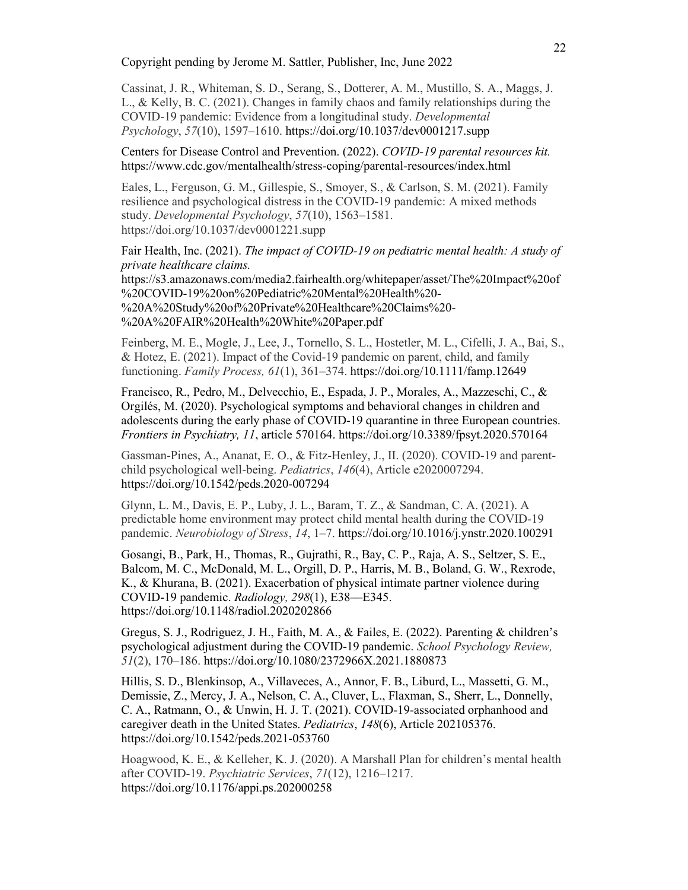Copyright pending by Jerome M. Sattler, Publisher, Inc, June 2022

Cassinat, J. R., Whiteman, S. D., Serang, S., Dotterer, A. M., Mustillo, S. A., Maggs, J. L., & Kelly, B. C. (2021). Changes in family chaos and family relationships during the COVID-19 pandemic: Evidence from a longitudinal study. *Developmental Psychology*, *57*(10), 1597–1610. https://doi.org/10.1037/dev0001217.supp

Centers for Disease Control and Prevention. (2022). *COVID-19 parental resources kit.* https://www.cdc.gov/mentalhealth/stress-coping/parental-resources/index.html

Eales, L., Ferguson, G. M., Gillespie, S., Smoyer, S., & Carlson, S. M. (2021). Family resilience and psychological distress in the COVID-19 pandemic: A mixed methods study. *Developmental Psychology*, *57*(10), 1563–1581. https://doi.org/10.1037/dev0001221.supp

Fair Health, Inc. (2021). *The impact of COVID-19 on pediatric mental health: A study of private healthcare claims.* https://s3.amazonaws.com/media2.fairhealth.org/whitepaper/asset/The%20Impact%20of%20COVID-19%20on%20Pediatric%20Mental%20Health%20-%20A%20Study%20of%20Private%20Healthcare%20Claims%20-%20A%20FAIR%20Health%20White%20Paper.pdf

Feinberg, M. E., Mogle, J., Lee, J., Tornello, S. L., Hostetler, M. L., Cifelli, J. A., Bai, S., & Hotez, E. (2021). Impact of the Covid-19 pandemic on parent, child, and family functioning. *Family Process, 61*(1), 361–374. https://doi.org/10.1111/famp.12649

Francisco, R., Pedro, M., Delvecchio, E., Espada, J. P., Morales, A., Mazzeschi, C., & Orgilés, M. (2020). Psychological symptoms and behavioral changes in children and adolescents during the early phase of COVID-19 quarantine in three European countries. *Frontiers in Psychiatry, 11*, article 570164. https://doi.org/10.3389/fpsyt.2020.570164

Gassman-Pines, A., Ananat, E. O., & Fitz-Henley, J., II. (2020). COVID-19 and parent-child psychological well-being. *Pediatrics*, *146*(4), Article e2020007294. https://doi.org/10.1542/peds.2020-007294

Glynn, L. M., Davis, E. P., Luby, J. L., Baram, T. Z., & Sandman, C. A. (2021). A predictable home environment may protect child mental health during the COVID-19 pandemic. *Neurobiology of Stress*, *14*, 1–7. https://doi.org/10.1016/j.ynstr.2020.100291

Gosangi, B., Park, H., Thomas, R., Gujrathi, R., Bay, C. P., Raja, A. S., Seltzer, S. E., Balcom, M. C., McDonald, M. L., Orgill, D. P., Harris, M. B., Boland, G. W., Rexrode, K., & Khurana, B. (2021). Exacerbation of physical intimate partner violence during COVID-19 pandemic. *Radiology, 298*(1), E38—E345. https://doi.org/10.1148/radiol.2020202866

Gregus, S. J., Rodriguez, J. H., Faith, M. A., & Failes, E. (2022). Parenting & children's psychological adjustment during the COVID-19 pandemic. *School Psychology Review, 51*(2), 170–186. https://doi.org/10.1080/2372966X.2021.1880873

Hillis, S. D., Blenkinsop, A., Villaveces, A., Annor, F. B., Liburd, L., Massetti, G. M., Demissie, Z., Mercy, J. A., Nelson, C. A., Cluver, L., Flaxman, S., Sherr, L., Donnelly, C. A., Ratmann, O., & Unwin, H. J. T. (2021). COVID-19-associated orphanhood and caregiver death in the United States. *Pediatrics*, *148*(6), Article 202105376. https://doi.org/10.1542/peds.2021-053760

Hoagwood, K. E., & Kelleher, K. J. (2020). A Marshall Plan for children's mental health after COVID-19. *Psychiatric Services*, *71*(12), 1216–1217. https://doi.org/10.1176/appi.ps.202000258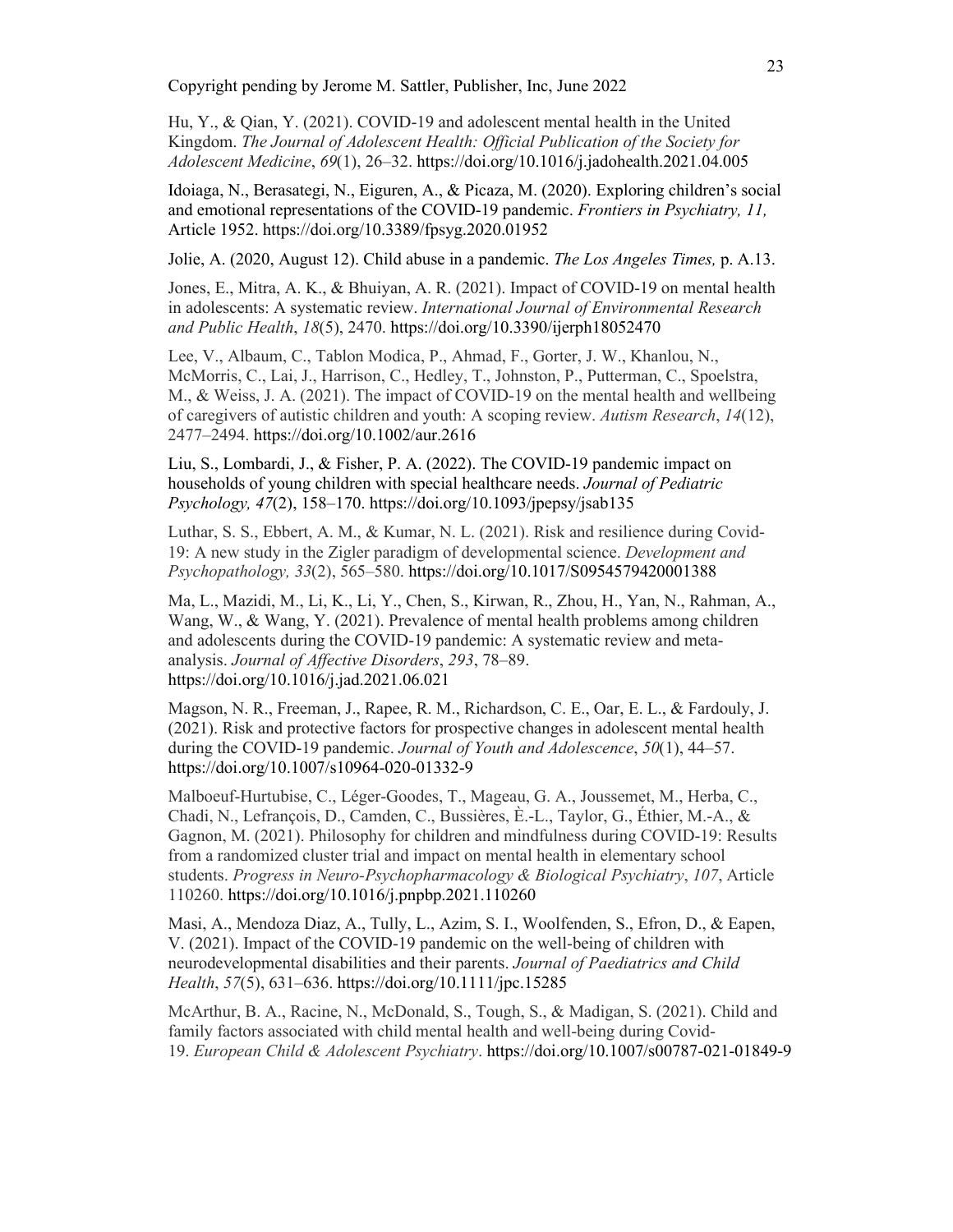Hu, Y., & Qian, Y. (2021). COVID-19 and adolescent mental health in the United Kingdom. *The Journal of Adolescent Health: Official Publication of the Society for Adolescent Medicine*, *69*(1), 26–32. https://doi.org/10.1016/j.jadohealth.2021.04.005

Idoiaga, N., Berasategi, N., Eiguren, A., & Picaza, M. (2020). Exploring children's social and emotional representations of the COVID-19 pandemic. *Frontiers in Psychiatry, 11,* Article 1952. https://doi.org/10.3389/fpsyg.2020.01952

Jolie, A. (2020, August 12). Child abuse in a pandemic. *The Los Angeles Times,* p. A.13.

Jones, E., Mitra, A. K., & Bhuiyan, A. R. (2021). Impact of COVID-19 on mental health in adolescents: A systematic review. *International Journal of Environmental Research and Public Health*, *18*(5), 2470. https://doi.org/10.3390/ijerph18052470

Lee, V., Albaum, C., Tablon Modica, P., Ahmad, F., Gorter, J. W., Khanlou, N., McMorris, C., Lai, J., Harrison, C., Hedley, T., Johnston, P., Putterman, C., Spoelstra, M., & Weiss, J. A. (2021). The impact of COVID-19 on the mental health and wellbeing of caregivers of autistic children and youth: A scoping review. *Autism Research*, *14*(12), 2477–2494. https://doi.org/10.1002/aur.2616

Liu, S., Lombardi, J., & Fisher, P. A. (2022). The COVID-19 pandemic impact on households of young children with special healthcare needs. *Journal of Pediatric Psychology, 47*(2), 158–170. https://doi.org/10.1093/jpepsy/jsab135

Luthar, S. S., Ebbert, A. M., & Kumar, N. L. (2021). Risk and resilience during Covid-19: A new study in the Zigler paradigm of developmental science. *Development and Psychopathology, 33*(2), 565–580. https://doi.org/10.1017/S0954579420001388

Ma, L., Mazidi, M., Li, K., Li, Y., Chen, S., Kirwan, R., Zhou, H., Yan, N., Rahman, A., Wang, W., & Wang, Y. (2021). Prevalence of mental health problems among children and adolescents during the COVID-19 pandemic: A systematic review and meta-analysis. *Journal of Affective Disorders*, *293*, 78–89. https://doi.org/10.1016/j.jad.2021.06.021

Magson, N. R., Freeman, J., Rapee, R. M., Richardson, C. E., Oar, E. L., & Fardouly, J. (2021). Risk and protective factors for prospective changes in adolescent mental health during the COVID-19 pandemic. *Journal of Youth and Adolescence*, *50*(1), 44–57. https://doi.org/10.1007/s10964-020-01332-9

Malboeuf-Hurtubise, C., Léger-Goodes, T., Mageau, G. A., Joussemet, M., Herba, C., Chadi, N., Lefrançois, D., Camden, C., Bussières, È.-L., Taylor, G., Éthier, M.-A., & Gagnon, M. (2021). Philosophy for children and mindfulness during COVID-19: Results from a randomized cluster trial and impact on mental health in elementary school students. *Progress in Neuro-Psychopharmacology & Biological Psychiatry*, *107*, Article 110260. https://doi.org/10.1016/j.pnpbp.2021.110260

Masi, A., Mendoza Diaz, A., Tully, L., Azim, S. I., Woolfenden, S., Efron, D., & Eapen, V. (2021). Impact of the COVID-19 pandemic on the well-being of children with neurodevelopmental disabilities and their parents. *Journal of Paediatrics and Child Health*, *57*(5), 631–636. https://doi.org/10.1111/jpc.15285

McArthur, B. A., Racine, N., McDonald, S., Tough, S., & Madigan, S. (2021). Child and family factors associated with child mental health and well-being during Covid-19. *European Child & Adolescent Psychiatry*. https://doi.org/10.1007/s00787-021-01849-9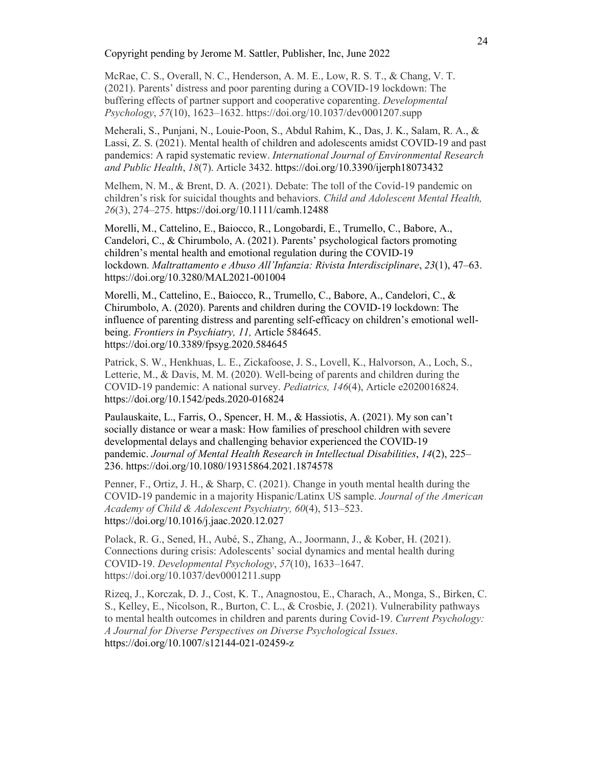McRae, C. S., Overall, N. C., Henderson, A. M. E., Low, R. S. T., & Chang, V. T. (2021). Parents' distress and poor parenting during a COVID-19 lockdown: The buffering effects of partner support and cooperative coparenting. *Developmental Psychology*, *57*(10), 1623–1632. https://doi.org/10.1037/dev0001207.supp

Meherali, S., Punjani, N., Louie-Poon, S., Abdul Rahim, K., Das, J. K., Salam, R. A., & Lassi, Z. S. (2021). Mental health of children and adolescents amidst COVID-19 and past pandemics: A rapid systematic review. *International Journal of Environmental Research and Public Health*, *18*(7). Article 3432. https://doi.org/10.3390/ijerph18073432

Melhem, N. M., & Brent, D. A. (2021). Debate: The toll of the Covid-19 pandemic on children's risk for suicidal thoughts and behaviors. *Child and Adolescent Mental Health, 26*(3), 274–275. https://doi.org/10.1111/camh.12488

Morelli, M., Cattelino, E., Baiocco, R., Longobardi, E., Trumello, C., Babore, A., Candelori, C., & Chirumbolo, A. (2021). Parents' psychological factors promoting children's mental health and emotional regulation during the COVID-19 lockdown. *Maltrattamento e Abuso All'Infanzia: Rivista Interdisciplinare*, *23*(1), 47–63. https://doi.org/10.3280/MAL2021-001004

Morelli, M., Cattelino, E., Baiocco, R., Trumello, C., Babore, A., Candelori, C., & Chirumbolo, A. (2020). Parents and children during the COVID-19 lockdown: The influence of parenting distress and parenting self-efficacy on children's emotional well-being. *Frontiers in Psychiatry, 11,* Article 584645. https://doi.org/10.3389/fpsyg.2020.584645

Patrick, S. W., Henkhuas, L. E., Zickafoose, J. S., Lovell, K., Halvorson, A., Loch, S., Letterie, M., & Davis, M. M. (2020). Well-being of parents and children during the COVID-19 pandemic: A national survey. *Pediatrics, 146*(4), Article e2020016824. https://doi.org/10.1542/peds.2020-016824

Paulauskaite, L., Farris, O., Spencer, H. M., & Hassiotis, A. (2021). My son can't socially distance or wear a mask: How families of preschool children with severe developmental delays and challenging behavior experienced the COVID-19 pandemic. *Journal of Mental Health Research in Intellectual Disabilities*, *14*(2), 225–236. https://doi.org/10.1080/19315864.2021.1874578

Penner, F., Ortiz, J. H., & Sharp, C. (2021). Change in youth mental health during the COVID-19 pandemic in a majority Hispanic/Latinx US sample. *Journal of the American Academy of Child & Adolescent Psychiatry, 60*(4), 513–523. https://doi.org/10.1016/j.jaac.2020.12.027

Polack, R. G., Sened, H., Aubé, S., Zhang, A., Joormann, J., & Kober, H. (2021). Connections during crisis: Adolescents' social dynamics and mental health during COVID-19. *Developmental Psychology*, *57*(10), 1633–1647. https://doi.org/10.1037/dev0001211.supp

Rizeq, J., Korczak, D. J., Cost, K. T., Anagnostou, E., Charach, A., Monga, S., Birken, C. S., Kelley, E., Nicolson, R., Burton, C. L., & Crosbie, J. (2021). Vulnerability pathways to mental health outcomes in children and parents during Covid-19. *Current Psychology: A Journal for Diverse Perspectives on Diverse Psychological Issues*. https://doi.org/10.1007/s12144-021-02459-z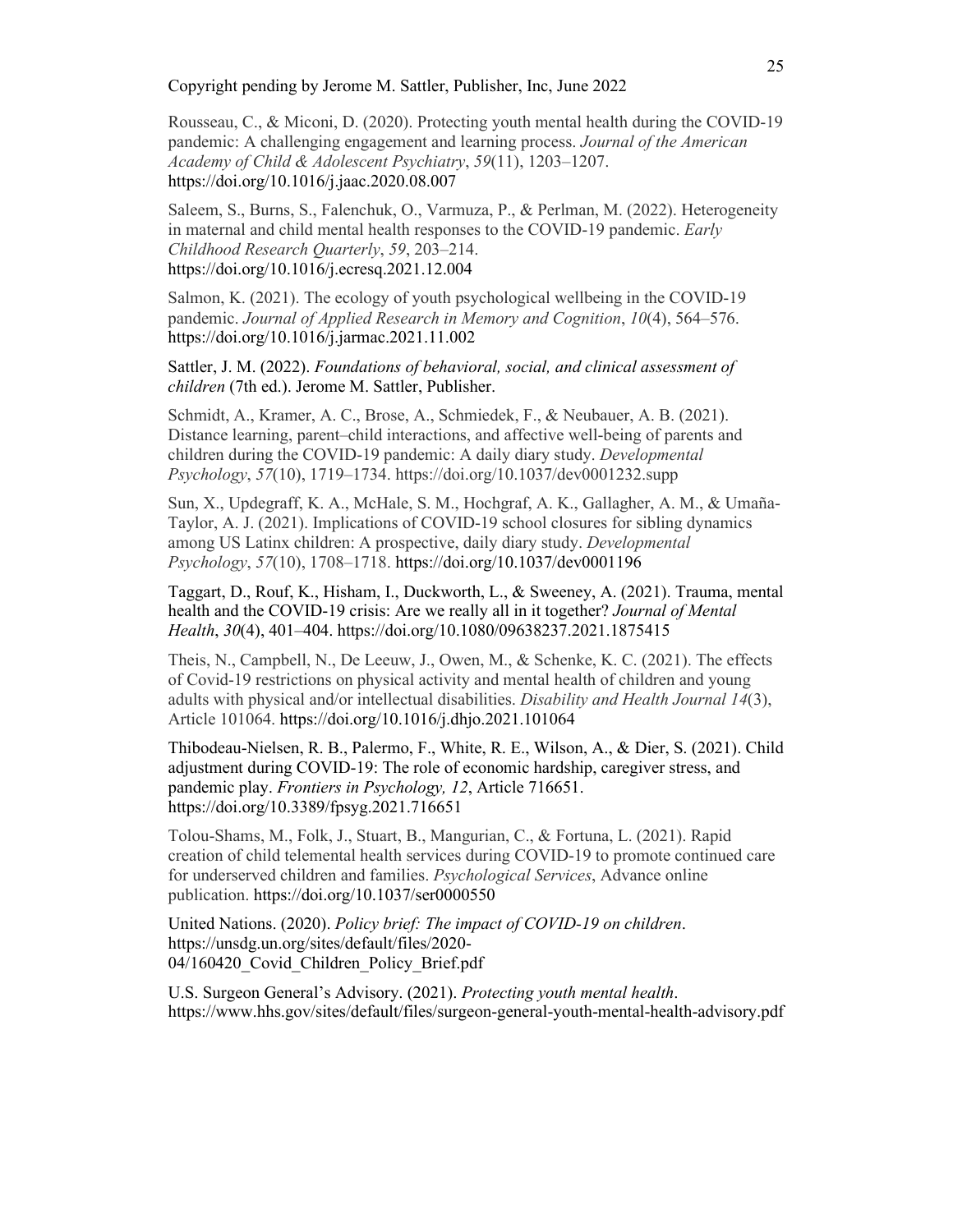Rousseau, C., & Miconi, D. (2020). Protecting youth mental health during the COVID-19 pandemic: A challenging engagement and learning process. *Journal of the American Academy of Child & Adolescent Psychiatry*, *59*(11), 1203–1207. https://doi.org/10.1016/j.jaac.2020.08.007

Saleem, S., Burns, S., Falenchuk, O., Varmuza, P., & Perlman, M. (2022). Heterogeneity in maternal and child mental health responses to the COVID-19 pandemic. *Early Childhood Research Quarterly*, *59*, 203–214. https://doi.org/10.1016/j.ecresq.2021.12.004

Salmon, K. (2021). The ecology of youth psychological wellbeing in the COVID-19 pandemic. *Journal of Applied Research in Memory and Cognition*, *10*(4), 564–576. https://doi.org/10.1016/j.jarmac.2021.11.002

Sattler, J. M. (2022). *Foundations of behavioral, social, and clinical assessment of children* (7th ed.). Jerome M. Sattler, Publisher.

Schmidt, A., Kramer, A. C., Brose, A., Schmiedek, F., & Neubauer, A. B. (2021). Distance learning, parent–child interactions, and affective well-being of parents and children during the COVID-19 pandemic: A daily diary study. *Developmental Psychology*, *57*(10), 1719–1734. https://doi.org/10.1037/dev0001232.supp

Sun, X., Updegraff, K. A., McHale, S. M., Hochgraf, A. K., Gallagher, A. M., & Umaña-Taylor, A. J. (2021). Implications of COVID-19 school closures for sibling dynamics among US Latinx children: A prospective, daily diary study. *Developmental Psychology*, *57*(10), 1708–1718. https://doi.org/10.1037/dev0001196

Taggart, D., Rouf, K., Hisham, I., Duckworth, L., & Sweeney, A. (2021). Trauma, mental health and the COVID-19 crisis: Are we really all in it together? *Journal of Mental Health*, *30*(4), 401–404. https://doi.org/10.1080/09638237.2021.1875415

Theis, N., Campbell, N., De Leeuw, J., Owen, M., & Schenke, K. C. (2021). The effects of Covid-19 restrictions on physical activity and mental health of children and young adults with physical and/or intellectual disabilities. *Disability and Health Journal 14*(3), Article 101064. https://doi.org/10.1016/j.dhjo.2021.101064

Thibodeau-Nielsen, R. B., Palermo, F., White, R. E., Wilson, A., & Dier, S. (2021). Child adjustment during COVID-19: The role of economic hardship, caregiver stress, and pandemic play. *Frontiers in Psychology, 12*, Article 716651. https://doi.org/10.3389/fpsyg.2021.716651

Tolou-Shams, M., Folk, J., Stuart, B., Mangurian, C., & Fortuna, L. (2021). Rapid creation of child telemental health services during COVID-19 to promote continued care for underserved children and families. *Psychological Services*, Advance online publication. https://doi.org/10.1037/ser0000550

United Nations. (2020). *Policy brief: The impact of COVID-19 on children*. https://unsdg.un.org/sites/default/files/2020-04/160420_Covid_Children_Policy_Brief.pdf

U.S. Surgeon General's Advisory. (2021). *Protecting youth mental health*. https://www.hhs.gov/sites/default/files/surgeon-general-youth-mental-health-advisory.pdf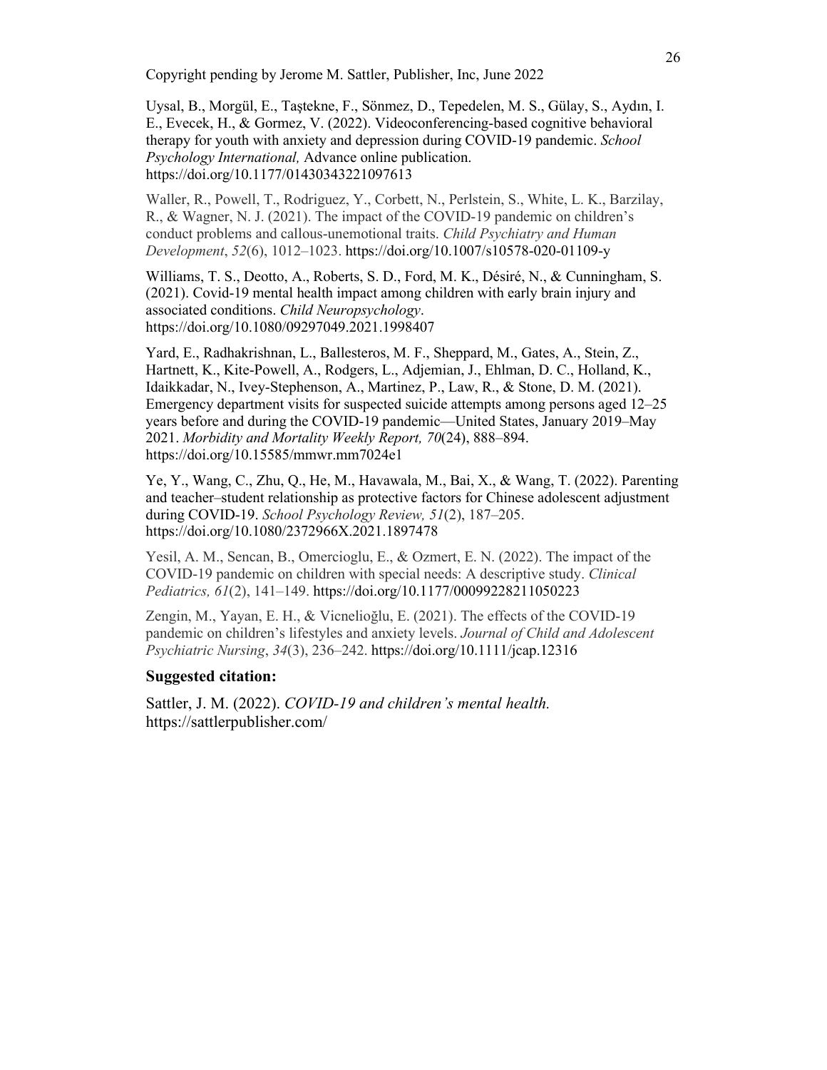Uysal, B., Morgül, E., Taştekne, F., Sönmez, D., Tepedelen, M. S., Gülay, S., Aydın, I. E., Evecek, H., & Gormez, V. (2022). Videoconferencing-based cognitive behavioral therapy for youth with anxiety and depression during COVID-19 pandemic. *School Psychology International,* Advance online publication. https://doi.org/10.1177/01430343221097613

Waller, R., Powell, T., Rodriguez, Y., Corbett, N., Perlstein, S., White, L. K., Barzilay, R., & Wagner, N. J. (2021). The impact of the COVID-19 pandemic on children's conduct problems and callous-unemotional traits. *Child Psychiatry and Human Development*, *52*(6), 1012–1023. https://doi.org/10.1007/s10578-020-01109-y

Williams, T. S., Deotto, A., Roberts, S. D., Ford, M. K., Désiré, N., & Cunningham, S. (2021). Covid-19 mental health impact among children with early brain injury and associated conditions. *Child Neuropsychology*. https://doi.org/10.1080/09297049.2021.1998407

Yard, E., Radhakrishnan, L., Ballesteros, M. F., Sheppard, M., Gates, A., Stein, Z., Hartnett, K., Kite-Powell, A., Rodgers, L., Adjemian, J., Ehlman, D. C., Holland, K., Idaikkadar, N., Ivey-Stephenson, A., Martinez, P., Law, R., & Stone, D. M. (2021). Emergency department visits for suspected suicide attempts among persons aged 12–25 years before and during the COVID-19 pandemic—United States, January 2019–May 2021. *Morbidity and Mortality Weekly Report, 70*(24), 888–894. https://doi.org/10.15585/mmwr.mm7024e1

Ye, Y., Wang, C., Zhu, Q., He, M., Havawala, M., Bai, X., & Wang, T. (2022). Parenting and teacher–student relationship as protective factors for Chinese adolescent adjustment during COVID-19. *School Psychology Review, 51*(2), 187–205. https://doi.org/10.1080/2372966X.2021.1897478

Yesil, A. M., Sencan, B., Omercioglu, E., & Ozmert, E. N. (2022). The impact of the COVID-19 pandemic on children with special needs: A descriptive study. *Clinical Pediatrics, 61*(2), 141–149. https://doi.org/10.1177/00099228211050223

Zengin, M., Yayan, E. H., & Vicnelioğlu, E. (2021). The effects of the COVID-19 pandemic on children's lifestyles and anxiety levels. *Journal of Child and Adolescent Psychiatric Nursing*, *34*(3), 236–242. https://doi.org/10.1111/jcap.12316

**Suggested citation:**

Sattler, J. M. (2022). *COVID-19 and children's mental health.* https://sattlerpublisher.com/